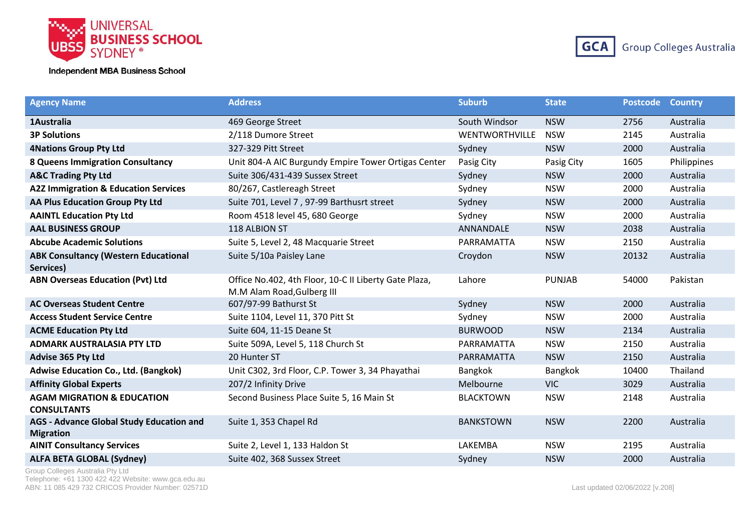| Agency Name | Address | Suburb | State | Postcode | Country |
|---|---|---|---|---|---|
| **1Australia** | 469 George Street | South Windsor | NSW | 2756 | Australia |
| **3P Solutions** | 2/118 Dumore Street | WENTWORTHVILLE | NSW | 2145 | Australia |
| **4Nations Group Pty Ltd** | 327-329 Pitt Street | Sydney | NSW | 2000 | Australia |
| **8 Queens Immigration Consultancy** | Unit 804-A AIC Burgundy Empire Tower Ortigas Center | Pasig City | Pasig City | 1605 | Philippines |
| **A&C Trading Pty Ltd** | Suite 306/431-439 Sussex Street | Sydney | NSW | 2000 | Australia |
| **A2Z Immigration & Education Services** | 80/267, Castlereagh Street | Sydney | NSW | 2000 | Australia |
| **AA Plus Education Group Pty Ltd** | Suite 701, Level 7 , 97-99 Barthusrt street | Sydney | NSW | 2000 | Australia |
| **AAINTL Education Pty Ltd** | Room 4518 level 45, 680 George | Sydney | NSW | 2000 | Australia |
| **AAL BUSINESS GROUP** | 118 ALBION ST | ANNANDALE | NSW | 2038 | Australia |
| **Abcube Academic Solutions** | Suite 5, Level 2, 48 Macquarie Street | PARRAMATTA | NSW | 2150 | Australia |
| **ABK Consultancy (Western Educational Services)** | Suite 5/10a Paisley Lane | Croydon | NSW | 20132 | Australia |
| **ABN Overseas Education (Pvt) Ltd** | Office No.402, 4th Floor, 10-C II Liberty Gate Plaza, M.M Alam Road,Gulberg III | Lahore | PUNJAB | 54000 | Pakistan |
| **AC Overseas Student Centre** | 607/97-99 Bathurst St | Sydney | NSW | 2000 | Australia |
| **Access Student Service Centre** | Suite 1104, Level 11, 370 Pitt St | Sydney | NSW | 2000 | Australia |
| **ACME Education Pty Ltd** | Suite 604, 11-15 Deane St | BURWOOD | NSW | 2134 | Australia |
| **ADMARK AUSTRALASIA PTY LTD** | Suite 509A, Level 5, 118 Church St | PARRAMATTA | NSW | 2150 | Australia |
| **Advise 365 Pty Ltd** | 20 Hunter ST | PARRAMATTA | NSW | 2150 | Australia |
| **Adwise Education Co., Ltd. (Bangkok)** | Unit C302, 3rd Floor, C.P. Tower 3, 34 Phayathai | Bangkok | Bangkok | 10400 | Thailand |
| **Affinity Global Experts** | 207/2 Infinity Drive | Melbourne | VIC | 3029 | Australia |
| **AGAM MIGRATION & EDUCATION CONSULTANTS** | Second Business Place Suite 5, 16 Main St | BLACKTOWN | NSW | 2148 | Australia |
| **AGS - Advance Global Study Education and Migration** | Suite 1, 353 Chapel Rd | BANKSTOWN | NSW | 2200 | Australia |
| **AINIT Consultancy Services** | Suite 2, Level 1, 133 Haldon St | LAKEMBA | NSW | 2195 | Australia |
| **ALFA BETA GLOBAL (Sydney)** | Suite 402, 368 Sussex Street | Sydney | NSW | 2000 | Australia |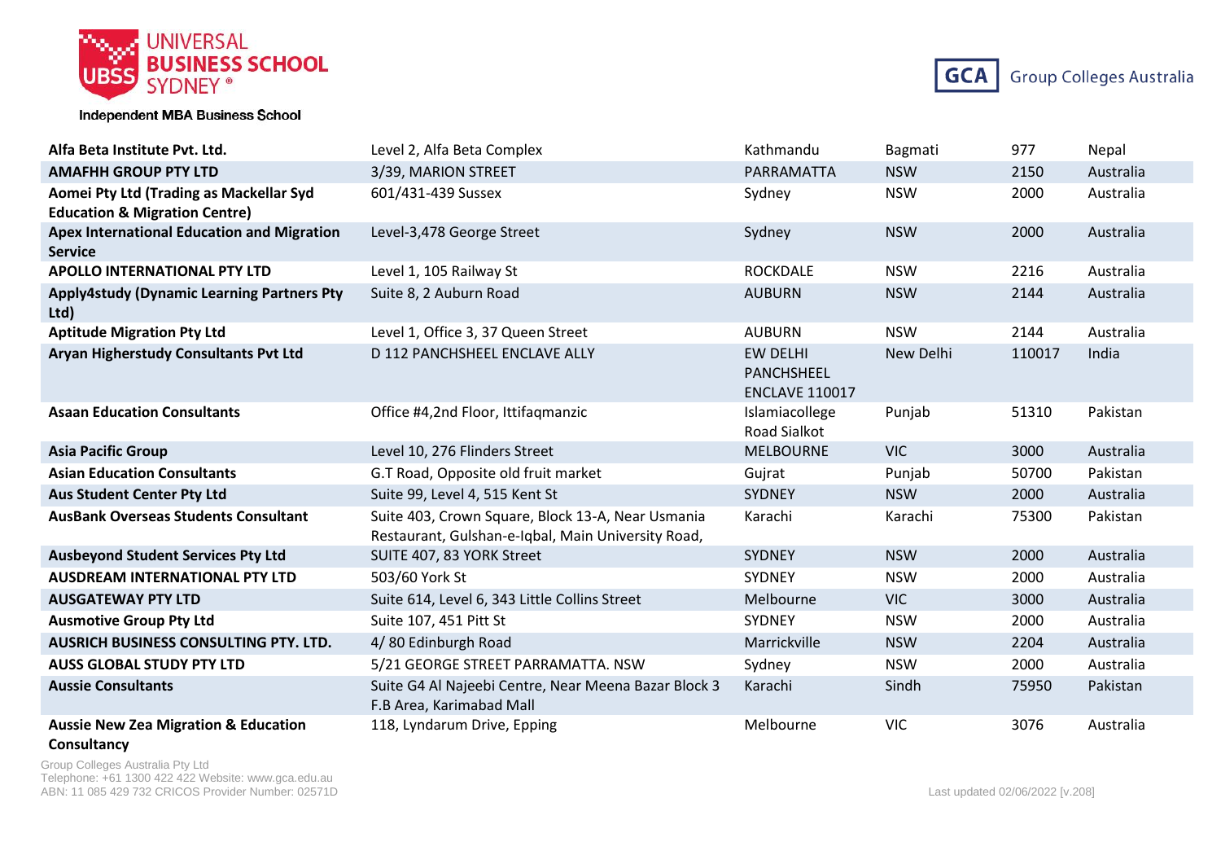| Alfa Beta Institute Pvt. Ltd. | Level 2, Alfa Beta Complex | Kathmandu | Bagmati | 977 | Nepal |
|---|---|---|---|---|---|
| **AMAFHH GROUP PTY LTD** | 3/39, MARION STREET | PARRAMATTA | NSW | 2150 | Australia |
| **Aomei Pty Ltd (Trading as Mackellar Syd Education & Migration Centre)** | 601/431-439 Sussex | Sydney | NSW | 2000 | Australia |
| **Apex International Education and Migration Service** | Level-3,478 George Street | Sydney | NSW | 2000 | Australia |
| **APOLLO INTERNATIONAL PTY LTD** | Level 1, 105 Railway St | ROCKDALE | NSW | 2216 | Australia |
| **Apply4study (Dynamic Learning Partners Pty Ltd)** | Suite 8, 2 Auburn Road | AUBURN | NSW | 2144 | Australia |
| **Aptitude Migration Pty Ltd** | Level 1, Office 3, 37 Queen Street | AUBURN | NSW | 2144 | Australia |
| **Aryan Higherstudy Consultants Pvt Ltd** | D 112 PANCHSHEEL ENCLAVE ALLY | EW DELHI PANCHSHEEL ENCLAVE 110017 | New Delhi | 110017 | India |
| **Asaan Education Consultants** | Office #4,2nd Floor, Ittifaqmanzic | Islamiacollege Road Sialkot | Punjab | 51310 | Pakistan |
| **Asia Pacific Group** | Level 10, 276 Flinders Street | MELBOURNE | VIC | 3000 | Australia |
| **Asian Education Consultants** | G.T Road, Opposite old fruit market | Gujrat | Punjab | 50700 | Pakistan |
| **Aus Student Center Pty Ltd** | Suite 99, Level 4, 515 Kent St | SYDNEY | NSW | 2000 | Australia |
| **AusBank Overseas Students Consultant** | Suite 403, Crown Square, Block 13-A, Near Usmania Restaurant, Gulshan-e-Iqbal, Main University Road, | Karachi | Karachi | 75300 | Pakistan |
| **Ausbeyond Student Services Pty Ltd** | SUITE 407, 83 YORK Street | SYDNEY | NSW | 2000 | Australia |
| **AUSDREAM INTERNATIONAL PTY LTD** | 503/60 York St | SYDNEY | NSW | 2000 | Australia |
| **AUSGATEWAY PTY LTD** | Suite 614, Level 6, 343 Little Collins Street | Melbourne | VIC | 3000 | Australia |
| **Ausmotive Group Pty Ltd** | Suite 107, 451 Pitt St | SYDNEY | NSW | 2000 | Australia |
| **AUSRICH BUSINESS CONSULTING PTY. LTD.** | 4/ 80 Edinburgh Road | Marrickville | NSW | 2204 | Australia |
| **AUSS GLOBAL STUDY PTY LTD** | 5/21 GEORGE STREET PARRAMATTA. NSW | Sydney | NSW | 2000 | Australia |
| **Aussie Consultants** | Suite G4 Al Najeebi Centre, Near Meena Bazar Block 3 F.B Area, Karimabad Mall | Karachi | Sindh | 75950 | Pakistan |
| **Aussie New Zea Migration & Education Consultancy** | 118, Lyndarum Drive, Epping | Melbourne | VIC | 3076 | Australia |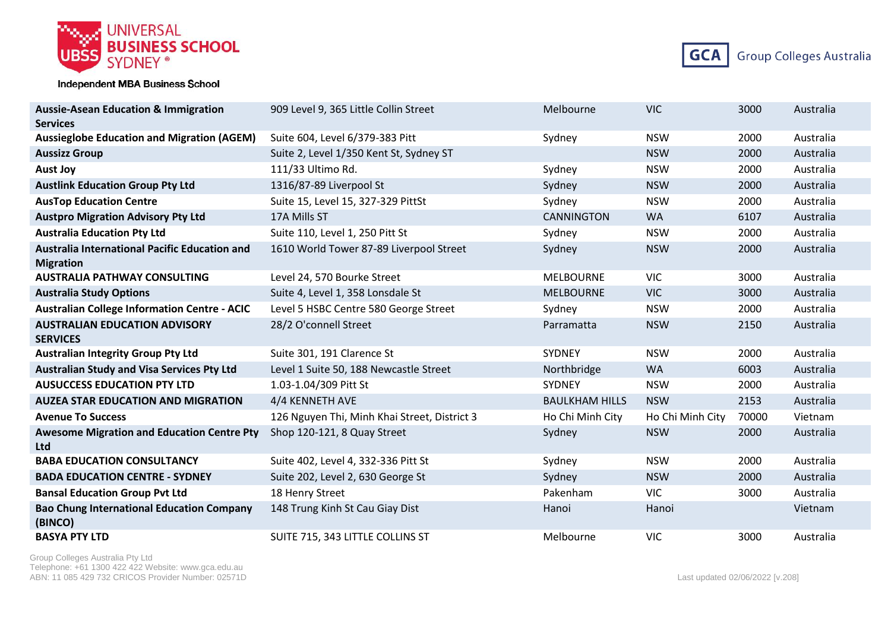| | | | | | |
|---|---|---|---|---|---|
| **Aussie-Asean Education & Immigration Services** | 909 Level 9, 365 Little Collin Street | Melbourne | VIC | 3000 | Australia |
| **Aussieglobe Education and Migration (AGEM)** | Suite 604, Level 6/379-383 Pitt | Sydney | NSW | 2000 | Australia |
| **Aussizz Group** | Suite 2, Level 1/350 Kent St, Sydney ST | | NSW | 2000 | Australia |
| **Aust Joy** | 111/33 Ultimo Rd. | Sydney | NSW | 2000 | Australia |
| **Austlink Education Group Pty Ltd** | 1316/87-89 Liverpool St | Sydney | NSW | 2000 | Australia |
| **AusTop Education Centre** | Suite 15, Level 15, 327-329 PittSt | Sydney | NSW | 2000 | Australia |
| **Austpro Migration Advisory Pty Ltd** | 17A Mills ST | CANNINGTON | WA | 6107 | Australia |
| **Australia Education Pty Ltd** | Suite 110, Level 1, 250 Pitt St | Sydney | NSW | 2000 | Australia |
| **Australia International Pacific Education and Migration** | 1610 World Tower 87-89 Liverpool Street | Sydney | NSW | 2000 | Australia |
| **AUSTRALIA PATHWAY CONSULTING** | Level 24, 570 Bourke Street | MELBOURNE | VIC | 3000 | Australia |
| **Australia Study Options** | Suite 4, Level 1, 358 Lonsdale St | MELBOURNE | VIC | 3000 | Australia |
| **Australian College Information Centre - ACIC** | Level 5 HSBC Centre 580 George Street | Sydney | NSW | 2000 | Australia |
| **AUSTRALIAN EDUCATION ADVISORY SERVICES** | 28/2 O'connell Street | Parramatta | NSW | 2150 | Australia |
| **Australian Integrity Group Pty Ltd** | Suite 301, 191 Clarence St | SYDNEY | NSW | 2000 | Australia |
| **Australian Study and Visa Services Pty Ltd** | Level 1 Suite 50, 188 Newcastle Street | Northbridge | WA | 6003 | Australia |
| **AUSUCCESS EDUCATION PTY LTD** | 1.03-1.04/309 Pitt St | SYDNEY | NSW | 2000 | Australia |
| **AUZEA STAR EDUCATION AND MIGRATION** | 4/4 KENNETH AVE | BAULKHAM HILLS | NSW | 2153 | Australia |
| **Avenue To Success** | 126 Nguyen Thi, Minh Khai Street, District 3 | Ho Chi Minh City | Ho Chi Minh City | 70000 | Vietnam |
| **Awesome Migration and Education Centre Pty Ltd** | Shop 120-121, 8 Quay Street | Sydney | NSW | 2000 | Australia |
| **BABA EDUCATION CONSULTANCY** | Suite 402, Level 4, 332-336 Pitt St | Sydney | NSW | 2000 | Australia |
| **BADA EDUCATION CENTRE - SYDNEY** | Suite 202, Level 2, 630 George St | Sydney | NSW | 2000 | Australia |
| **Bansal Education Group Pvt Ltd** | 18 Henry Street | Pakenham | VIC | 3000 | Australia |
| **Bao Chung International Education Company (BINCO)** | 148 Trung Kinh St Cau Giay Dist | Hanoi | Hanoi | | Vietnam |
| **BASYA PTY LTD** | SUITE 715, 343 LITTLE COLLINS ST | Melbourne | VIC | 3000 | Australia |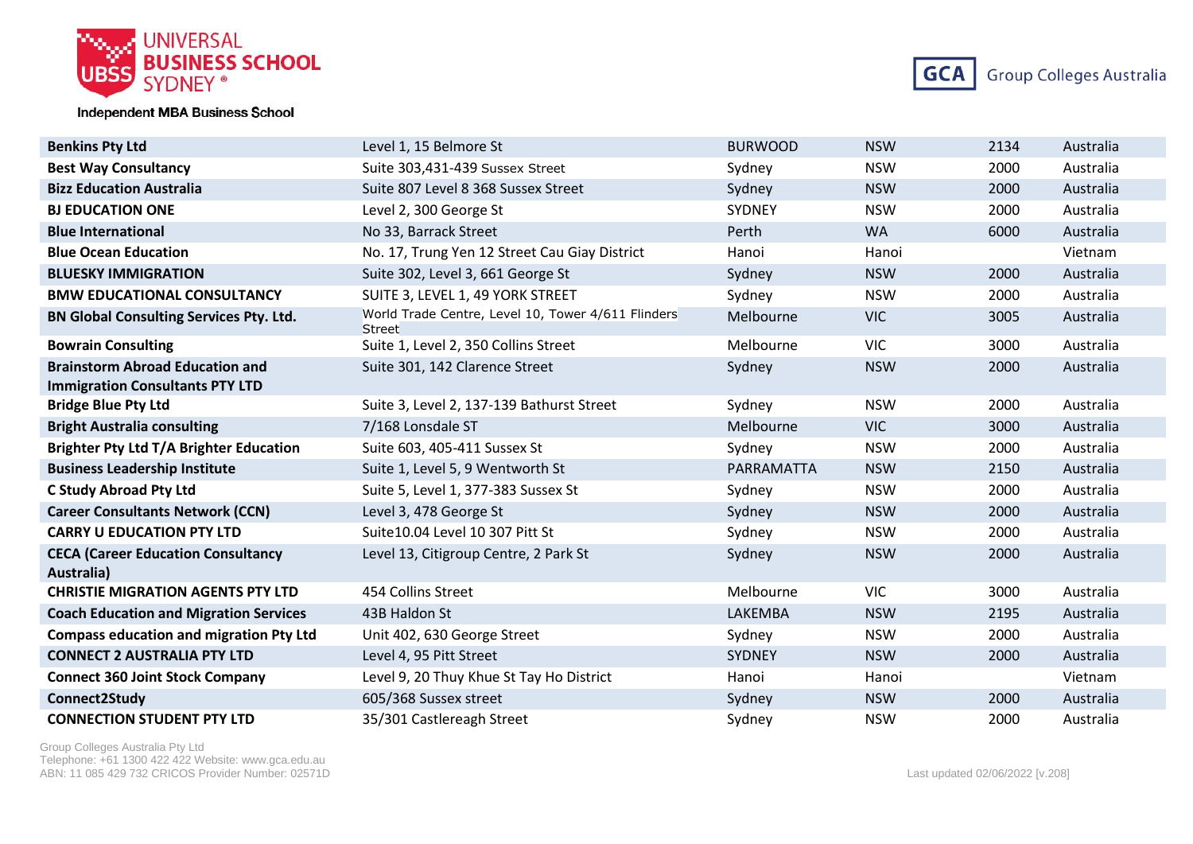| | | | | | |
|---|---|---|---|---|---|
| **Benkins Pty Ltd** | Level 1, 15 Belmore St | BURWOOD | NSW | 2134 | Australia |
| **Best Way Consultancy** | Suite 303,431-439 Sussex Street | Sydney | NSW | 2000 | Australia |
| **Bizz Education Australia** | Suite 807 Level 8 368 Sussex Street | Sydney | NSW | 2000 | Australia |
| **BJ EDUCATION ONE** | Level 2, 300 George St | SYDNEY | NSW | 2000 | Australia |
| **Blue International** | No 33, Barrack Street | Perth | WA | 6000 | Australia |
| **Blue Ocean Education** | No. 17, Trung Yen 12 Street Cau Giay District | Hanoi | Hanoi | | Vietnam |
| **BLUESKY IMMIGRATION** | Suite 302, Level 3, 661 George St | Sydney | NSW | 2000 | Australia |
| **BMW EDUCATIONAL CONSULTANCY** | SUITE 3, LEVEL 1, 49 YORK STREET | Sydney | NSW | 2000 | Australia |
| **BN Global Consulting Services Pty. Ltd.** | World Trade Centre, Level 10, Tower 4/611 Flinders Street | Melbourne | VIC | 3005 | Australia |
| **Bowrain Consulting** | Suite 1, Level 2, 350 Collins Street | Melbourne | VIC | 3000 | Australia |
| **Brainstorm Abroad Education and Immigration Consultants PTY LTD** | Suite 301, 142 Clarence Street | Sydney | NSW | 2000 | Australia |
| **Bridge Blue Pty Ltd** | Suite 3, Level 2, 137-139 Bathurst Street | Sydney | NSW | 2000 | Australia |
| **Bright Australia consulting** | 7/168 Lonsdale ST | Melbourne | VIC | 3000 | Australia |
| **Brighter Pty Ltd T/A Brighter Education** | Suite 603, 405-411 Sussex St | Sydney | NSW | 2000 | Australia |
| **Business Leadership Institute** | Suite 1, Level 5, 9 Wentworth St | PARRAMATTA | NSW | 2150 | Australia |
| **C Study Abroad Pty Ltd** | Suite 5, Level 1, 377-383 Sussex St | Sydney | NSW | 2000 | Australia |
| **Career Consultants Network (CCN)** | Level 3, 478 George St | Sydney | NSW | 2000 | Australia |
| **CARRY U EDUCATION PTY LTD** | Suite10.04 Level 10 307 Pitt St | Sydney | NSW | 2000 | Australia |
| **CECA (Career Education Consultancy Australia)** | Level 13, Citigroup Centre, 2 Park St | Sydney | NSW | 2000 | Australia |
| **CHRISTIE MIGRATION AGENTS PTY LTD** | 454 Collins Street | Melbourne | VIC | 3000 | Australia |
| **Coach Education and Migration Services** | 43B Haldon St | LAKEMBA | NSW | 2195 | Australia |
| **Compass education and migration Pty Ltd** | Unit 402, 630 George Street | Sydney | NSW | 2000 | Australia |
| **CONNECT 2 AUSTRALIA PTY LTD** | Level 4, 95 Pitt Street | SYDNEY | NSW | 2000 | Australia |
| **Connect 360 Joint Stock Company** | Level 9, 20 Thuy Khue St Tay Ho District | Hanoi | Hanoi | | Vietnam |
| **Connect2Study** | 605/368 Sussex street | Sydney | NSW | 2000 | Australia |
| **CONNECTION STUDENT PTY LTD** | 35/301 Castlereagh Street | Sydney | NSW | 2000 | Australia |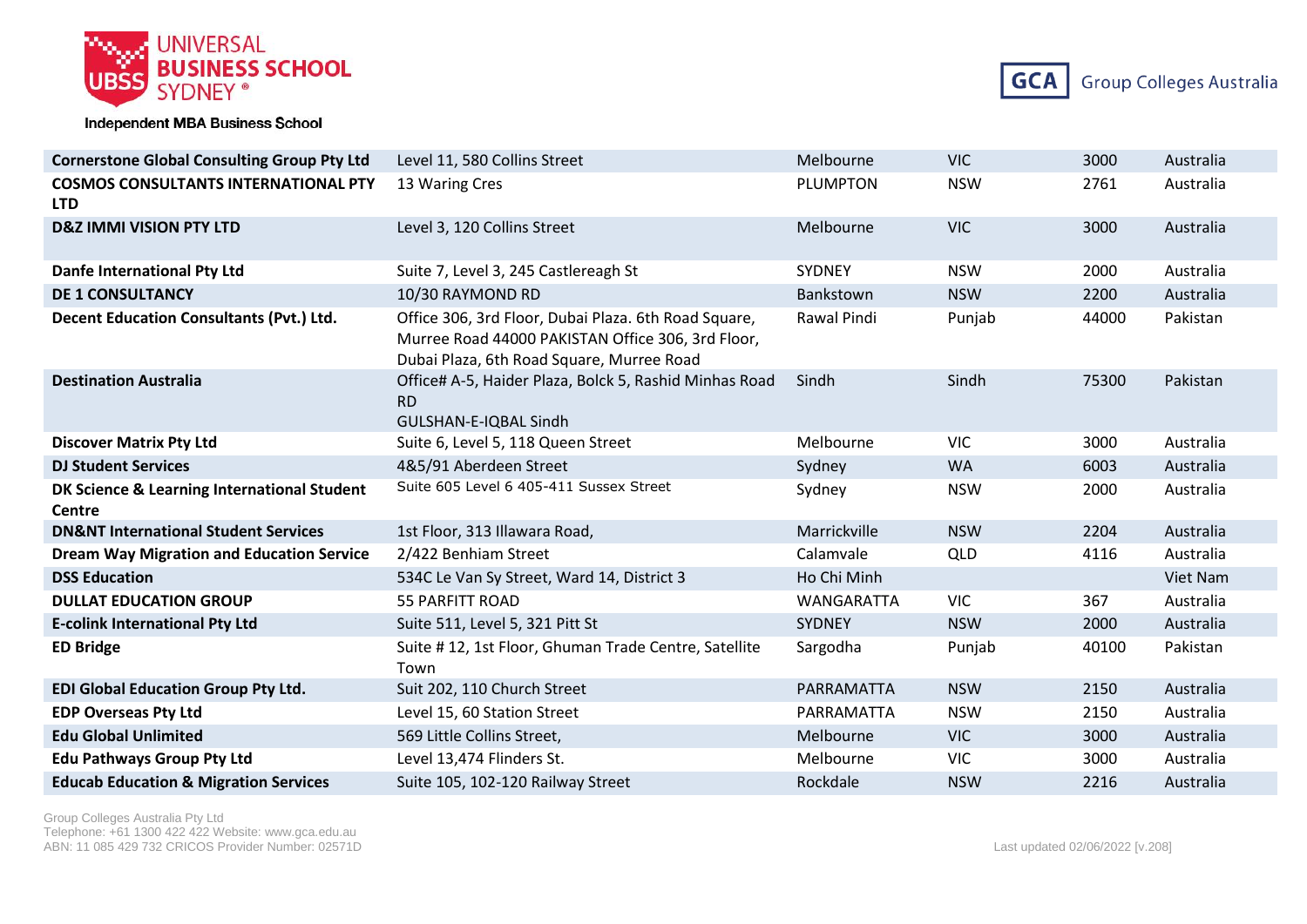| | | | | | |
|---|---|---|---|---|---|
| **Cornerstone Global Consulting Group Pty Ltd** | Level 11, 580 Collins Street | Melbourne | VIC | 3000 | Australia |
| **COSMOS CONSULTANTS INTERNATIONAL PTY LTD** | 13 Waring Cres | PLUMPTON | NSW | 2761 | Australia |
| **D&Z IMMI VISION PTY LTD** | Level 3, 120 Collins Street | Melbourne | VIC | 3000 | Australia |
| **Danfe International Pty Ltd** | Suite 7, Level 3, 245 Castlereagh St | SYDNEY | NSW | 2000 | Australia |
| **DE 1 CONSULTANCY** | 10/30 RAYMOND RD | Bankstown | NSW | 2200 | Australia |
| **Decent Education Consultants (Pvt.) Ltd.** | Office 306, 3rd Floor, Dubai Plaza. 6th Road Square, Murree Road 44000 PAKISTAN Office 306, 3rd Floor, Dubai Plaza, 6th Road Square, Murree Road | Rawal Pindi | Punjab | 44000 | Pakistan |
| **Destination Australia** | Office# A-5, Haider Plaza, Bolck 5, Rashid Minhas Road RD GULSHAN-E-IQBAL Sindh | Sindh | Sindh | 75300 | Pakistan |
| **Discover Matrix Pty Ltd** | Suite 6, Level 5, 118 Queen Street | Melbourne | VIC | 3000 | Australia |
| **DJ Student Services** | 4&5/91 Aberdeen Street | Sydney | WA | 6003 | Australia |
| **DK Science & Learning International Student Centre** | Suite 605 Level 6 405-411 Sussex Street | Sydney | NSW | 2000 | Australia |
| **DN&NT International Student Services** | 1st Floor, 313 Illawara Road, | Marrickville | NSW | 2204 | Australia |
| **Dream Way Migration and Education Service** | 2/422 Benhiam Street | Calamvale | QLD | 4116 | Australia |
| **DSS Education** | 534C Le Van Sy Street, Ward 14, District 3 | Ho Chi Minh | | | Viet Nam |
| **DULLAT EDUCATION GROUP** | 55 PARFITT ROAD | WANGARATTA | VIC | 367 | Australia |
| **E-colink International Pty Ltd** | Suite 511, Level 5, 321 Pitt St | SYDNEY | NSW | 2000 | Australia |
| **ED Bridge** | Suite # 12, 1st Floor, Ghuman Trade Centre, Satellite Town | Sargodha | Punjab | 40100 | Pakistan |
| **EDI Global Education Group Pty Ltd.** | Suit 202, 110 Church Street | PARRAMATTA | NSW | 2150 | Australia |
| **EDP Overseas Pty Ltd** | Level 15, 60 Station Street | PARRAMATTA | NSW | 2150 | Australia |
| **Edu Global Unlimited** | 569 Little Collins Street, | Melbourne | VIC | 3000 | Australia |
| **Edu Pathways Group Pty Ltd** | Level 13,474 Flinders St. | Melbourne | VIC | 3000 | Australia |
| **Educab Education & Migration Services** | Suite 105, 102-120 Railway Street | Rockdale | NSW | 2216 | Australia |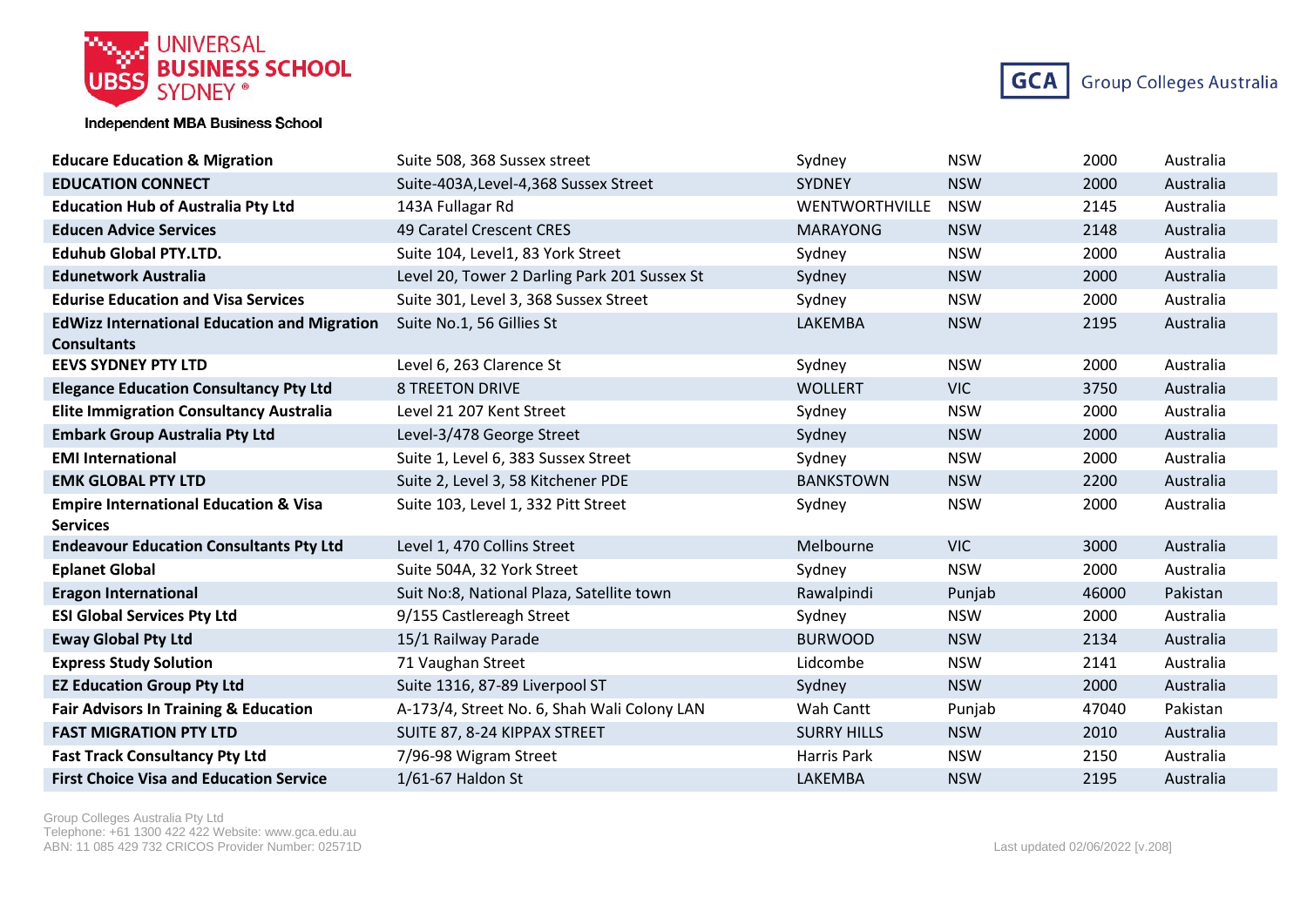| | | | | | |
|---|---|---|---|---|---|
| **Educare Education & Migration** | Suite 508, 368 Sussex street | Sydney | NSW | 2000 | Australia |
| **EDUCATION CONNECT** | Suite-403A,Level-4,368 Sussex Street | SYDNEY | NSW | 2000 | Australia |
| **Education Hub of Australia Pty Ltd** | 143A Fullagar Rd | WENTWORTHVILLE | NSW | 2145 | Australia |
| **Educen Advice Services** | 49 Caratel Crescent CRES | MARAYONG | NSW | 2148 | Australia |
| **Eduhub Global PTY.LTD.** | Suite 104, Level1, 83 York Street | Sydney | NSW | 2000 | Australia |
| **Edunetwork Australia** | Level 20, Tower 2 Darling Park 201 Sussex St | Sydney | NSW | 2000 | Australia |
| **Edurise Education and Visa Services** | Suite 301, Level 3, 368 Sussex Street | Sydney | NSW | 2000 | Australia |
| **EdWizz International Education and Migration Consultants** | Suite No.1, 56 Gillies St | LAKEMBA | NSW | 2195 | Australia |
| **EEVS SYDNEY PTY LTD** | Level 6, 263 Clarence St | Sydney | NSW | 2000 | Australia |
| **Elegance Education Consultancy Pty Ltd** | 8 TREETON DRIVE | WOLLERT | VIC | 3750 | Australia |
| **Elite Immigration Consultancy Australia** | Level 21 207 Kent Street | Sydney | NSW | 2000 | Australia |
| **Embark Group Australia Pty Ltd** | Level-3/478 George Street | Sydney | NSW | 2000 | Australia |
| **EMI International** | Suite 1, Level 6, 383 Sussex Street | Sydney | NSW | 2000 | Australia |
| **EMK GLOBAL PTY LTD** | Suite 2, Level 3, 58 Kitchener PDE | BANKSTOWN | NSW | 2200 | Australia |
| **Empire International Education & Visa Services** | Suite 103, Level 1, 332 Pitt Street | Sydney | NSW | 2000 | Australia |
| **Endeavour Education Consultants Pty Ltd** | Level 1, 470 Collins Street | Melbourne | VIC | 3000 | Australia |
| **Eplanet Global** | Suite 504A, 32 York Street | Sydney | NSW | 2000 | Australia |
| **Eragon International** | Suit No:8, National Plaza, Satellite town | Rawalpindi | Punjab | 46000 | Pakistan |
| **ESI Global Services Pty Ltd** | 9/155 Castlereagh Street | Sydney | NSW | 2000 | Australia |
| **Eway Global Pty Ltd** | 15/1 Railway Parade | BURWOOD | NSW | 2134 | Australia |
| **Express Study Solution** | 71 Vaughan Street | Lidcombe | NSW | 2141 | Australia |
| **EZ Education Group Pty Ltd** | Suite 1316, 87-89 Liverpool ST | Sydney | NSW | 2000 | Australia |
| **Fair Advisors In Training & Education** | A-173/4, Street No. 6, Shah Wali Colony LAN | Wah Cantt | Punjab | 47040 | Pakistan |
| **FAST MIGRATION PTY LTD** | SUITE 87, 8-24 KIPPAX STREET | SURRY HILLS | NSW | 2010 | Australia |
| **Fast Track Consultancy Pty Ltd** | 7/96-98 Wigram Street | Harris Park | NSW | 2150 | Australia |
| **First Choice Visa and Education Service** | 1/61-67 Haldon St | LAKEMBA | NSW | 2195 | Australia |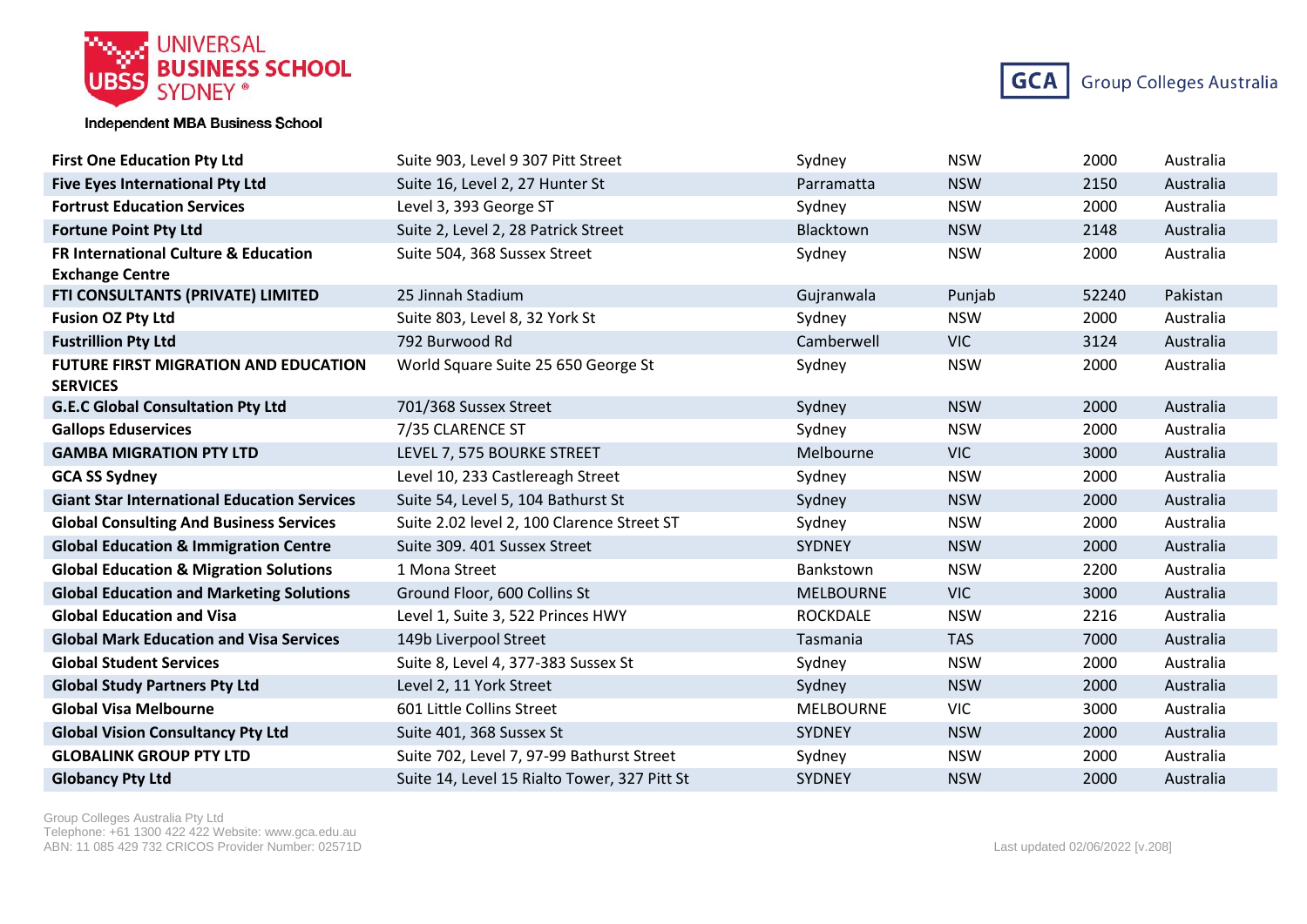| First One Education Pty Ltd | Suite 903, Level 9 307 Pitt Street | Sydney | NSW | 2000 | Australia |
|---|---|---|---|---|---|
| Five Eyes International Pty Ltd | Suite 16, Level 2, 27 Hunter St | Parramatta | NSW | 2150 | Australia |
| Fortrust Education Services | Level 3, 393 George ST | Sydney | NSW | 2000 | Australia |
| Fortune Point Pty Ltd | Suite 2, Level 2, 28 Patrick Street | Blacktown | NSW | 2148 | Australia |
| FR International Culture & Education Exchange Centre | Suite 504, 368 Sussex Street | Sydney | NSW | 2000 | Australia |
| FTI CONSULTANTS (PRIVATE) LIMITED | 25 Jinnah Stadium | Gujranwala | Punjab | 52240 | Pakistan |
| Fusion OZ Pty Ltd | Suite 803, Level 8, 32 York St | Sydney | NSW | 2000 | Australia |
| Fustrillion Pty Ltd | 792 Burwood Rd | Camberwell | VIC | 3124 | Australia |
| FUTURE FIRST MIGRATION AND EDUCATION SERVICES | World Square Suite 25 650 George St | Sydney | NSW | 2000 | Australia |
| G.E.C Global Consultation Pty Ltd | 701/368 Sussex Street | Sydney | NSW | 2000 | Australia |
| Gallops Eduservices | 7/35 CLARENCE ST | Sydney | NSW | 2000 | Australia |
| GAMBA MIGRATION PTY LTD | LEVEL 7, 575 BOURKE STREET | Melbourne | VIC | 3000 | Australia |
| GCA SS Sydney | Level 10, 233 Castlereagh Street | Sydney | NSW | 2000 | Australia |
| Giant Star International Education Services | Suite 54, Level 5, 104 Bathurst St | Sydney | NSW | 2000 | Australia |
| Global Consulting And Business Services | Suite 2.02 level 2, 100 Clarence Street ST | Sydney | NSW | 2000 | Australia |
| Global Education & Immigration Centre | Suite 309. 401 Sussex Street | SYDNEY | NSW | 2000 | Australia |
| Global Education & Migration Solutions | 1 Mona Street | Bankstown | NSW | 2200 | Australia |
| Global Education and Marketing Solutions | Ground Floor, 600 Collins St | MELBOURNE | VIC | 3000 | Australia |
| Global Education and Visa | Level 1, Suite 3, 522 Princes HWY | ROCKDALE | NSW | 2216 | Australia |
| Global Mark Education and Visa Services | 149b Liverpool Street | Tasmania | TAS | 7000 | Australia |
| Global Student Services | Suite 8, Level 4, 377-383 Sussex St | Sydney | NSW | 2000 | Australia |
| Global Study Partners Pty Ltd | Level 2, 11 York Street | Sydney | NSW | 2000 | Australia |
| Global Visa Melbourne | 601 Little Collins Street | MELBOURNE | VIC | 3000 | Australia |
| Global Vision Consultancy Pty Ltd | Suite 401, 368 Sussex St | SYDNEY | NSW | 2000 | Australia |
| GLOBALINK GROUP PTY LTD | Suite 702, Level 7, 97-99 Bathurst Street | Sydney | NSW | 2000 | Australia |
| Globancy Pty Ltd | Suite 14, Level 15 Rialto Tower, 327 Pitt St | SYDNEY | NSW | 2000 | Australia |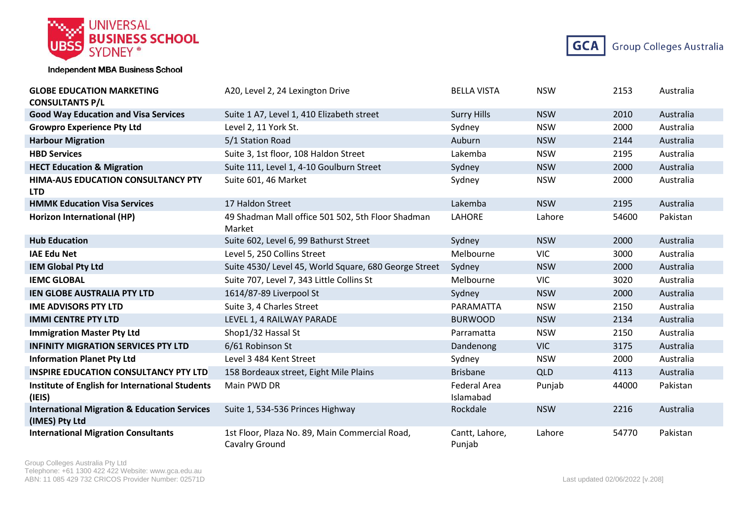| | | | | | |
|---|---|---|---|---|---|
| **GLOBE EDUCATION MARKETING CONSULTANTS P/L** | A20, Level 2, 24 Lexington Drive | BELLA VISTA | NSW | 2153 | Australia |
| **Good Way Education and Visa Services** | Suite 1 A7, Level 1, 410 Elizabeth street | Surry Hills | NSW | 2010 | Australia |
| **Growpro Experience Pty Ltd** | Level 2, 11 York St. | Sydney | NSW | 2000 | Australia |
| **Harbour Migration** | 5/1 Station Road | Auburn | NSW | 2144 | Australia |
| **HBD Services** | Suite 3, 1st floor, 108 Haldon Street | Lakemba | NSW | 2195 | Australia |
| **HECT Education & Migration** | Suite 111, Level 1, 4-10 Goulburn Street | Sydney | NSW | 2000 | Australia |
| **HIMA-AUS EDUCATION CONSULTANCY PTY LTD** | Suite 601, 46 Market | Sydney | NSW | 2000 | Australia |
| **HMMK Education Visa Services** | 17 Haldon Street | Lakemba | NSW | 2195 | Australia |
| **Horizon International (HP)** | 49 Shadman Mall office 501 502, 5th Floor Shadman Market | LAHORE | Lahore | 54600 | Pakistan |
| **Hub Education** | Suite 602, Level 6, 99 Bathurst Street | Sydney | NSW | 2000 | Australia |
| **IAE Edu Net** | Level 5, 250 Collins Street | Melbourne | VIC | 3000 | Australia |
| **IEM Global Pty Ltd** | Suite 4530/ Level 45, World Square, 680 George Street | Sydney | NSW | 2000 | Australia |
| **IEMC GLOBAL** | Suite 707, Level 7, 343 Little Collins St | Melbourne | VIC | 3020 | Australia |
| **IEN GLOBE AUSTRALIA PTY LTD** | 1614/87-89 Liverpool St | Sydney | NSW | 2000 | Australia |
| **IME ADVISORS PTY LTD** | Suite 3, 4 Charles Street | PARAMATTA | NSW | 2150 | Australia |
| **IMMI CENTRE PTY LTD** | LEVEL 1, 4 RAILWAY PARADE | BURWOOD | NSW | 2134 | Australia |
| **Immigration Master Pty Ltd** | Shop1/32 Hassal St | Parramatta | NSW | 2150 | Australia |
| **INFINITY MIGRATION SERVICES PTY LTD** | 6/61 Robinson St | Dandenong | VIC | 3175 | Australia |
| **Information Planet Pty Ltd** | Level 3 484 Kent Street | Sydney | NSW | 2000 | Australia |
| **INSPIRE EDUCATION CONSULTANCY PTY LTD** | 158 Bordeaux street, Eight Mile Plains | Brisbane | QLD | 4113 | Australia |
| **Institute of English for International Students (IEIS)** | Main PWD DR | Federal Area Islamabad | Punjab | 44000 | Pakistan |
| **International Migration & Education Services (IMES) Pty Ltd** | Suite 1, 534-536 Princes Highway | Rockdale | NSW | 2216 | Australia |
| **International Migration Consultants** | 1st Floor, Plaza No. 89, Main Commercial Road, Cavalry Ground | Cantt, Lahore, Punjab | Lahore | 54770 | Pakistan |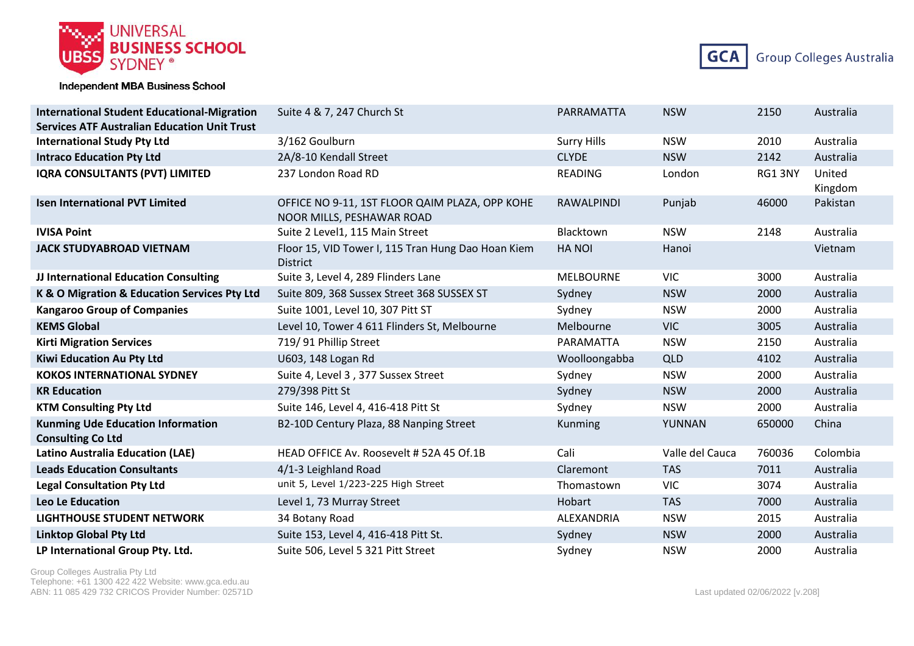| | | | | | |
|---|---|---|---|---|---|
| **International Student Educational-Migration Services ATF Australian Education Unit Trust** | Suite 4 & 7, 247 Church St | PARRAMATTA | NSW | 2150 | Australia |
| **International Study Pty Ltd** | 3/162 Goulburn | Surry Hills | NSW | 2010 | Australia |
| **Intraco Education Pty Ltd** | 2A/8-10 Kendall Street | CLYDE | NSW | 2142 | Australia |
| **IQRA CONSULTANTS (PVT) LIMITED** | 237 London Road RD | READING | London | RG1 3NY | United Kingdom |
| **Isen International PVT Limited** | OFFICE NO 9-11, 1ST FLOOR QAIM PLAZA, OPP KOHE NOOR MILLS, PESHAWAR ROAD | RAWALPINDI | Punjab | 46000 | Pakistan |
| **IVISA Point** | Suite 2 Level1, 115 Main Street | Blacktown | NSW | 2148 | Australia |
| **JACK STUDYABROAD VIETNAM** | Floor 15, VID Tower I, 115 Tran Hung Dao Hoan Kiem District | HA NOI | Hanoi | | Vietnam |
| **JJ International Education Consulting** | Suite 3, Level 4, 289 Flinders Lane | MELBOURNE | VIC | 3000 | Australia |
| **K & O Migration & Education Services Pty Ltd** | Suite 809, 368 Sussex Street 368 SUSSEX ST | Sydney | NSW | 2000 | Australia |
| **Kangaroo Group of Companies** | Suite 1001, Level 10, 307 Pitt ST | Sydney | NSW | 2000 | Australia |
| **KEMS Global** | Level 10, Tower 4 611 Flinders St, Melbourne | Melbourne | VIC | 3005 | Australia |
| **Kirti Migration Services** | 719/ 91 Phillip Street | PARAMATTA | NSW | 2150 | Australia |
| **Kiwi Education Au Pty Ltd** | U603, 148 Logan Rd | Woolloongabba | QLD | 4102 | Australia |
| **KOKOS INTERNATIONAL SYDNEY** | Suite 4, Level 3 , 377 Sussex Street | Sydney | NSW | 2000 | Australia |
| **KR Education** | 279/398 Pitt St | Sydney | NSW | 2000 | Australia |
| **KTM Consulting Pty Ltd** | Suite 146, Level 4, 416-418 Pitt St | Sydney | NSW | 2000 | Australia |
| **Kunming Ude Education Information Consulting Co Ltd** | B2-10D Century Plaza, 88 Nanping Street | Kunming | YUNNAN | 650000 | China |
| **Latino Australia Education (LAE)** | HEAD OFFICE Av. Roosevelt # 52A 45 Of.1B | Cali | Valle del Cauca | 760036 | Colombia |
| **Leads Education Consultants** | 4/1-3 Leighland Road | Claremont | TAS | 7011 | Australia |
| **Legal Consultation Pty Ltd** | unit 5, Level 1/223-225 High Street | Thomastown | VIC | 3074 | Australia |
| **Leo Le Education** | Level 1, 73 Murray Street | Hobart | TAS | 7000 | Australia |
| **LIGHTHOUSE STUDENT NETWORK** | 34 Botany Road | ALEXANDRIA | NSW | 2015 | Australia |
| **Linktop Global Pty Ltd** | Suite 153, Level 4, 416-418 Pitt St. | Sydney | NSW | 2000 | Australia |
| **LP International Group Pty. Ltd.** | Suite 506, Level 5 321 Pitt Street | Sydney | NSW | 2000 | Australia |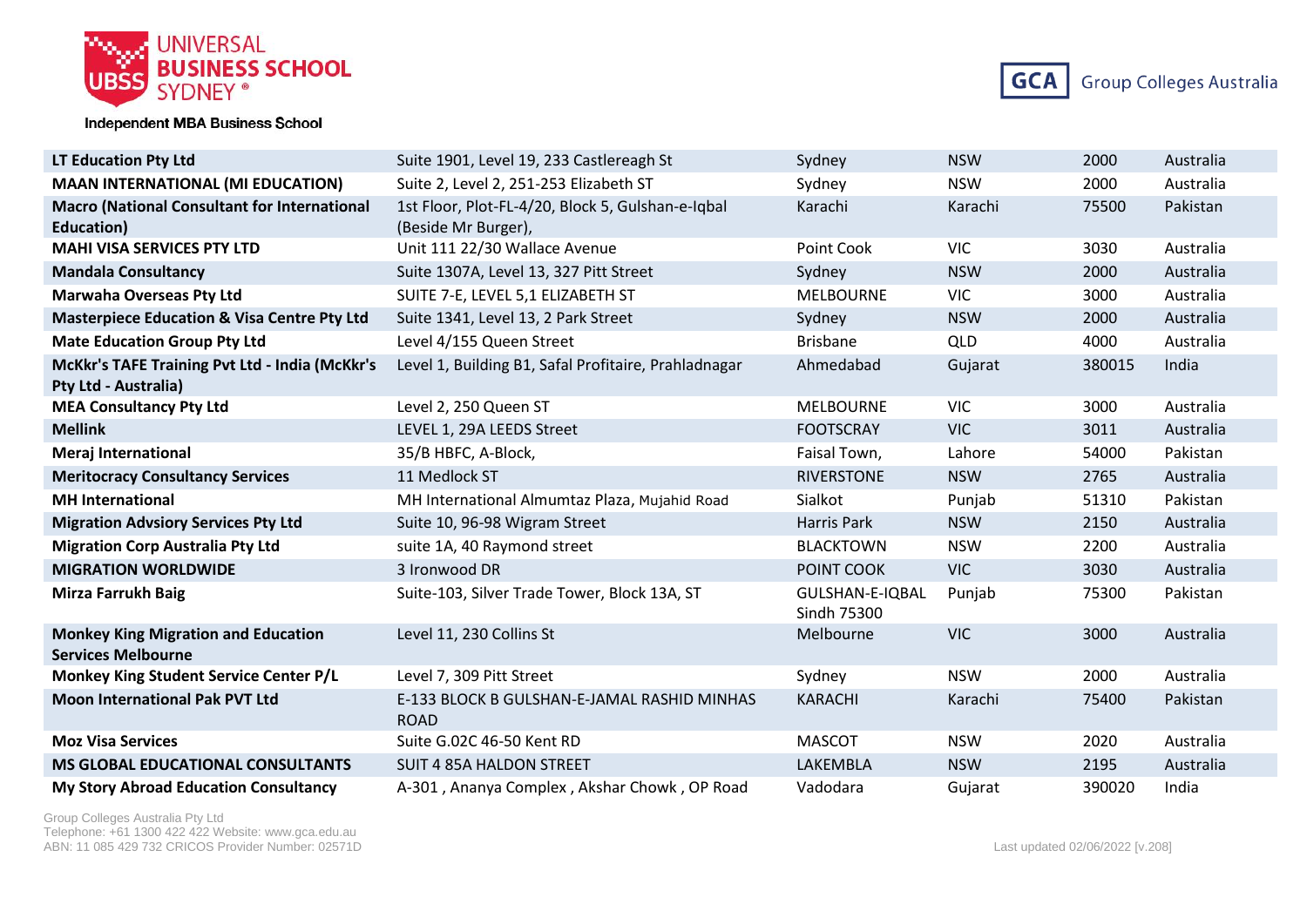| LT Education Pty Ltd | Suite 1901, Level 19, 233 Castlereagh St | Sydney | NSW | 2000 | Australia |
|---|---|---|---|---|---|
| **MAAN INTERNATIONAL (MI EDUCATION)** | Suite 2, Level 2, 251-253 Elizabeth ST | Sydney | NSW | 2000 | Australia |
| **Macro (National Consultant for International Education)** | 1st Floor, Plot-FL-4/20, Block 5, Gulshan-e-Iqbal (Beside Mr Burger), | Karachi | Karachi | 75500 | Pakistan |
| **MAHI VISA SERVICES PTY LTD** | Unit 111 22/30 Wallace Avenue | Point Cook | VIC | 3030 | Australia |
| **Mandala Consultancy** | Suite 1307A, Level 13, 327 Pitt Street | Sydney | NSW | 2000 | Australia |
| **Marwaha Overseas Pty Ltd** | SUITE 7-E, LEVEL 5,1 ELIZABETH ST | MELBOURNE | VIC | 3000 | Australia |
| **Masterpiece Education & Visa Centre Pty Ltd** | Suite 1341, Level 13, 2 Park Street | Sydney | NSW | 2000 | Australia |
| **Mate Education Group Pty Ltd** | Level 4/155 Queen Street | Brisbane | QLD | 4000 | Australia |
| **McKkr's TAFE Training Pvt Ltd - India (McKkr's Pty Ltd - Australia)** | Level 1, Building B1, Safal Profitaire, Prahladnagar | Ahmedabad | Gujarat | 380015 | India |
| **MEA Consultancy Pty Ltd** | Level 2, 250 Queen ST | MELBOURNE | VIC | 3000 | Australia |
| **Mellink** | LEVEL 1, 29A LEEDS Street | FOOTSCRAY | VIC | 3011 | Australia |
| **Meraj International** | 35/B HBFC, A-Block, | Faisal Town, | Lahore | 54000 | Pakistan |
| **Meritocracy Consultancy Services** | 11 Medlock ST | RIVERSTONE | NSW | 2765 | Australia |
| **MH International** | MH International Almumtaz Plaza, Mujahid Road | Sialkot | Punjab | 51310 | Pakistan |
| **Migration Advsiory Services Pty Ltd** | Suite 10, 96-98 Wigram Street | Harris Park | NSW | 2150 | Australia |
| **Migration Corp Australia Pty Ltd** | suite 1A, 40 Raymond street | BLACKTOWN | NSW | 2200 | Australia |
| **MIGRATION WORLDWIDE** | 3 Ironwood DR | POINT COOK | VIC | 3030 | Australia |
| **Mirza Farrukh Baig** | Suite-103, Silver Trade Tower, Block 13A, ST | GULSHAN-E-IQBAL Sindh 75300 | Punjab | 75300 | Pakistan |
| **Monkey King Migration and Education Services Melbourne** | Level 11, 230 Collins St | Melbourne | VIC | 3000 | Australia |
| **Monkey King Student Service Center P/L** | Level 7, 309 Pitt Street | Sydney | NSW | 2000 | Australia |
| **Moon International Pak PVT Ltd** | E-133 BLOCK B GULSHAN-E-JAMAL RASHID MINHAS ROAD | KARACHI | Karachi | 75400 | Pakistan |
| **Moz Visa Services** | Suite G.02C 46-50 Kent RD | MASCOT | NSW | 2020 | Australia |
| **MS GLOBAL EDUCATIONAL CONSULTANTS** | SUIT 4 85A HALDON STREET | LAKEMBLA | NSW | 2195 | Australia |
| **My Story Abroad Education Consultancy** | A-301 , Ananya Complex , Akshar Chowk , OP Road | Vadodara | Gujarat | 390020 | India |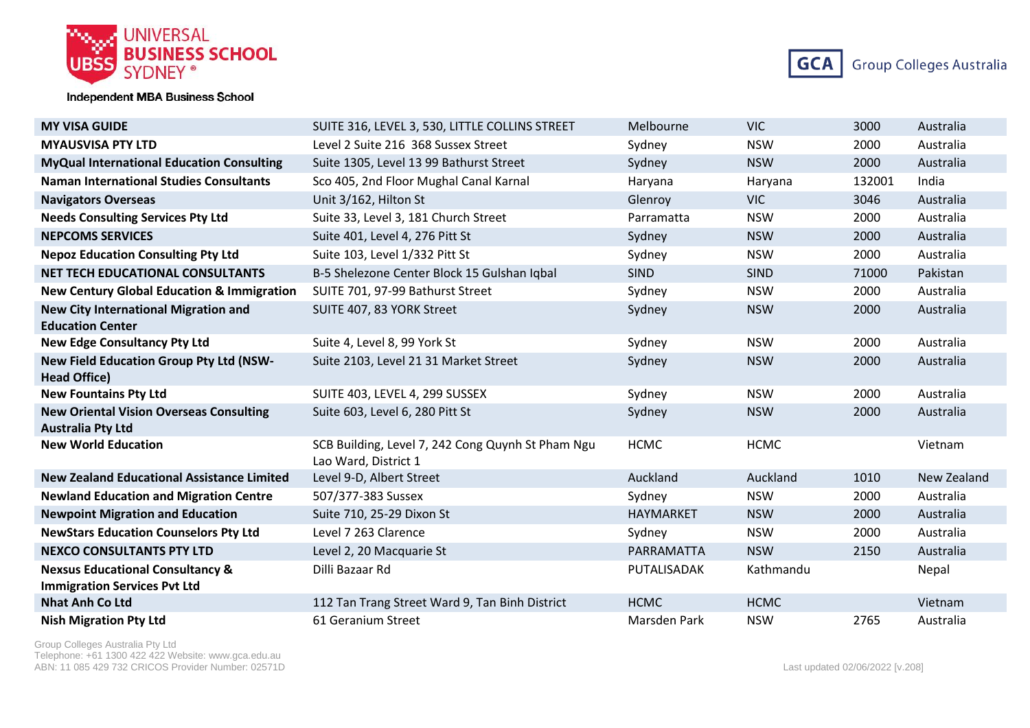| | | | | | |
|---|---|---|---|---|---|
| **MY VISA GUIDE** | SUITE 316, LEVEL 3, 530, LITTLE COLLINS STREET | Melbourne | VIC | 3000 | Australia |
| **MYAUSVISA PTY LTD** | Level 2 Suite 216 368 Sussex Street | Sydney | NSW | 2000 | Australia |
| **MyQual International Education Consulting** | Suite 1305, Level 13 99 Bathurst Street | Sydney | NSW | 2000 | Australia |
| **Naman International Studies Consultants** | Sco 405, 2nd Floor Mughal Canal Karnal | Haryana | Haryana | 132001 | India |
| **Navigators Overseas** | Unit 3/162, Hilton St | Glenroy | VIC | 3046 | Australia |
| **Needs Consulting Services Pty Ltd** | Suite 33, Level 3, 181 Church Street | Parramatta | NSW | 2000 | Australia |
| **NEPCOMS SERVICES** | Suite 401, Level 4, 276 Pitt St | Sydney | NSW | 2000 | Australia |
| **Nepoz Education Consulting Pty Ltd** | Suite 103, Level 1/332 Pitt St | Sydney | NSW | 2000 | Australia |
| **NET TECH EDUCATIONAL CONSULTANTS** | B-5 Shelezone Center Block 15 Gulshan Iqbal | SIND | SIND | 71000 | Pakistan |
| **New Century Global Education & Immigration** | SUITE 701, 97-99 Bathurst Street | Sydney | NSW | 2000 | Australia |
| **New City International Migration and Education Center** | SUITE 407, 83 YORK Street | Sydney | NSW | 2000 | Australia |
| **New Edge Consultancy Pty Ltd** | Suite 4, Level 8, 99 York St | Sydney | NSW | 2000 | Australia |
| **New Field Education Group Pty Ltd (NSW-Head Office)** | Suite 2103, Level 21 31 Market Street | Sydney | NSW | 2000 | Australia |
| **New Fountains Pty Ltd** | SUITE 403, LEVEL 4, 299 SUSSEX | Sydney | NSW | 2000 | Australia |
| **New Oriental Vision Overseas Consulting Australia Pty Ltd** | Suite 603, Level 6, 280 Pitt St | Sydney | NSW | 2000 | Australia |
| **New World Education** | SCB Building, Level 7, 242 Cong Quynh St Pham Ngu Lao Ward, District 1 | HCMC | HCMC | | Vietnam |
| **New Zealand Educational Assistance Limited** | Level 9-D, Albert Street | Auckland | Auckland | 1010 | New Zealand |
| **Newland Education and Migration Centre** | 507/377-383 Sussex | Sydney | NSW | 2000 | Australia |
| **Newpoint Migration and Education** | Suite 710, 25-29 Dixon St | HAYMARKET | NSW | 2000 | Australia |
| **NewStars Education Counselors Pty Ltd** | Level 7 263 Clarence | Sydney | NSW | 2000 | Australia |
| **NEXCO CONSULTANTS PTY LTD** | Level 2, 20 Macquarie St | PARRAMATTA | NSW | 2150 | Australia |
| **Nexsus Educational Consultancy & Immigration Services Pvt Ltd** | Dilli Bazaar Rd | PUTALISADAK | Kathmandu | | Nepal |
| **Nhat Anh Co Ltd** | 112 Tan Trang Street Ward 9, Tan Binh District | HCMC | HCMC | | Vietnam |
| **Nish Migration Pty Ltd** | 61 Geranium Street | Marsden Park | NSW | 2765 | Australia |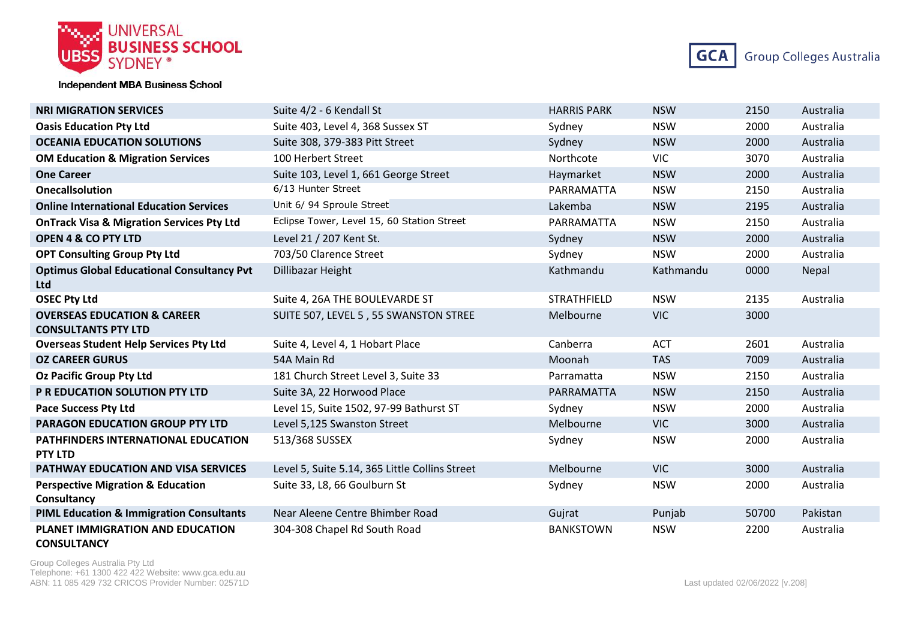| NRI MIGRATION SERVICES | Suite 4/2 - 6 Kendall St | HARRIS PARK | NSW | 2150 | Australia |
|---|---|---|---|---|---|
| Oasis Education Pty Ltd | Suite 403, Level 4, 368 Sussex ST | Sydney | NSW | 2000 | Australia |
| OCEANIA EDUCATION SOLUTIONS | Suite 308, 379-383 Pitt Street | Sydney | NSW | 2000 | Australia |
| OM Education & Migration Services | 100 Herbert Street | Northcote | VIC | 3070 | Australia |
| One Career | Suite 103, Level 1, 661 George Street | Haymarket | NSW | 2000 | Australia |
| Onecallsolution | 6/13 Hunter Street | PARRAMATTA | NSW | 2150 | Australia |
| Online International Education Services | Unit 6/ 94 Sproule Street | Lakemba | NSW | 2195 | Australia |
| OnTrack Visa & Migration Services Pty Ltd | Eclipse Tower, Level 15, 60 Station Street | PARRAMATTA | NSW | 2150 | Australia |
| OPEN 4 & CO PTY LTD | Level 21 / 207 Kent St. | Sydney | NSW | 2000 | Australia |
| OPT Consulting Group Pty Ltd | 703/50 Clarence Street | Sydney | NSW | 2000 | Australia |
| Optimus Global Educational Consultancy Pvt Ltd | Dillibazar Height | Kathmandu | Kathmandu | 0000 | Nepal |
| OSEC Pty Ltd | Suite 4, 26A THE BOULEVARDE ST | STRATHFIELD | NSW | 2135 | Australia |
| OVERSEAS EDUCATION & CAREER CONSULTANTS PTY LTD | SUITE 507, LEVEL 5 , 55 SWANSTON STREE | Melbourne | VIC | 3000 | |
| Overseas Student Help Services Pty Ltd | Suite 4, Level 4, 1 Hobart Place | Canberra | ACT | 2601 | Australia |
| OZ CAREER GURUS | 54A Main Rd | Moonah | TAS | 7009 | Australia |
| Oz Pacific Group Pty Ltd | 181 Church Street Level 3, Suite 33 | Parramatta | NSW | 2150 | Australia |
| P R EDUCATION SOLUTION PTY LTD | Suite 3A, 22 Horwood Place | PARRAMATTA | NSW | 2150 | Australia |
| Pace Success Pty Ltd | Level 15, Suite 1502, 97-99 Bathurst ST | Sydney | NSW | 2000 | Australia |
| PARAGON EDUCATION GROUP PTY LTD | Level 5,125 Swanston Street | Melbourne | VIC | 3000 | Australia |
| PATHFINDERS INTERNATIONAL EDUCATION PTY LTD | 513/368 SUSSEX | Sydney | NSW | 2000 | Australia |
| PATHWAY EDUCATION AND VISA SERVICES | Level 5, Suite 5.14, 365 Little Collins Street | Melbourne | VIC | 3000 | Australia |
| Perspective Migration & Education Consultancy | Suite 33, L8, 66 Goulburn St | Sydney | NSW | 2000 | Australia |
| PIML Education & Immigration Consultants | Near Aleene Centre Bhimber Road | Gujrat | Punjab | 50700 | Pakistan |
| PLANET IMMIGRATION AND EDUCATION CONSULTANCY | 304-308 Chapel Rd South Road | BANKSTOWN | NSW | 2200 | Australia |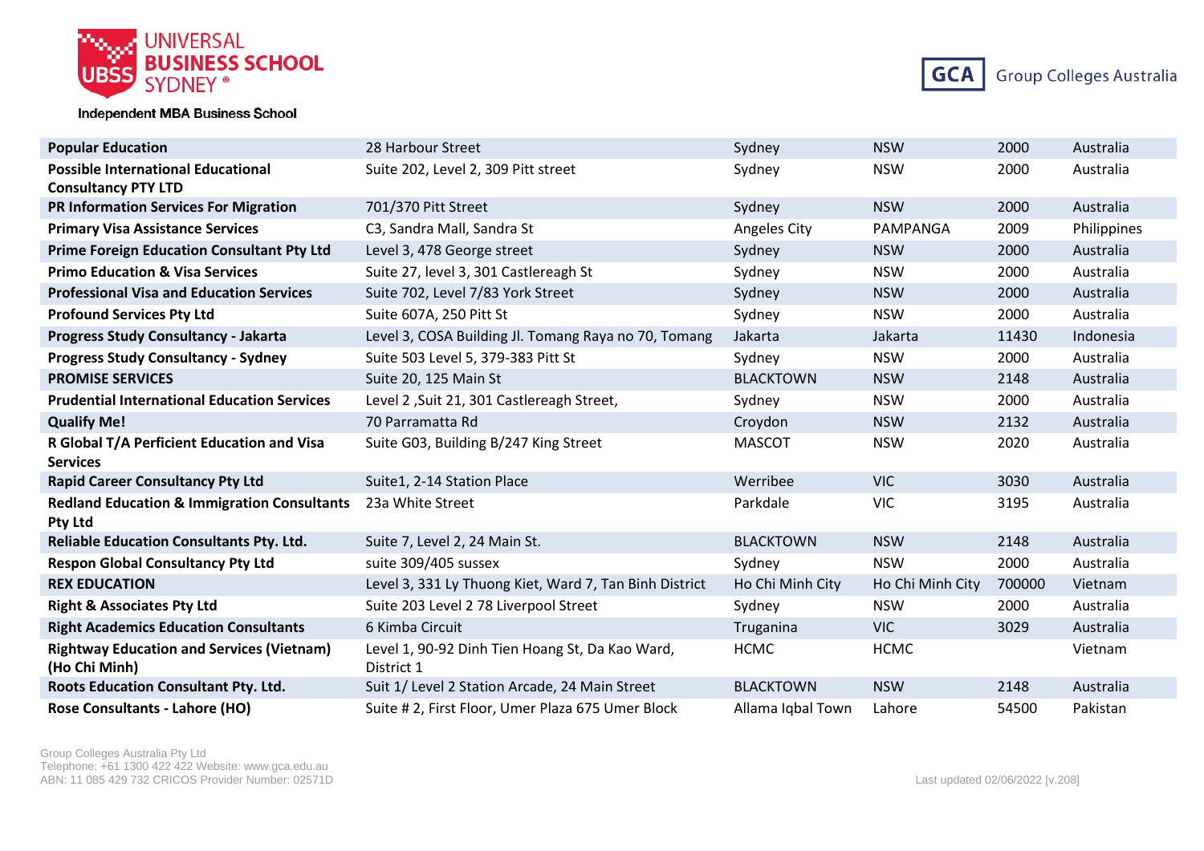| | | | | | |
|---|---|---|---|---|---|
| **Popular Education** | 28 Harbour Street | Sydney | NSW | 2000 | Australia |
| **Possible International Educational Consultancy PTY LTD** | Suite 202, Level 2, 309 Pitt street | Sydney | NSW | 2000 | Australia |
| **PR Information Services For Migration** | 701/370 Pitt Street | Sydney | NSW | 2000 | Australia |
| **Primary Visa Assistance Services** | C3, Sandra Mall, Sandra St | Angeles City | PAMPANGA | 2009 | Philippines |
| **Prime Foreign Education Consultant Pty Ltd** | Level 3, 478 George street | Sydney | NSW | 2000 | Australia |
| **Primo Education & Visa Services** | Suite 27, level 3, 301 Castlereagh St | Sydney | NSW | 2000 | Australia |
| **Professional Visa and Education Services** | Suite 702, Level 7/83 York Street | Sydney | NSW | 2000 | Australia |
| **Profound Services Pty Ltd** | Suite 607A, 250 Pitt St | Sydney | NSW | 2000 | Australia |
| **Progress Study Consultancy - Jakarta** | Level 3, COSA Building Jl. Tomang Raya no 70, Tomang | Jakarta | Jakarta | 11430 | Indonesia |
| **Progress Study Consultancy - Sydney** | Suite 503 Level 5, 379-383 Pitt St | Sydney | NSW | 2000 | Australia |
| **PROMISE SERVICES** | Suite 20, 125 Main St | BLACKTOWN | NSW | 2148 | Australia |
| **Prudential International Education Services** | Level 2 ,Suit 21, 301 Castlereagh Street, | Sydney | NSW | 2000 | Australia |
| **Qualify Me!** | 70 Parramatta Rd | Croydon | NSW | 2132 | Australia |
| **R Global T/A Perficient Education and Visa Services** | Suite G03, Building B/247 King Street | MASCOT | NSW | 2020 | Australia |
| **Rapid Career Consultancy Pty Ltd** | Suite1, 2-14 Station Place | Werribee | VIC | 3030 | Australia |
| **Redland Education & Immigration Consultants Pty Ltd** | 23a White Street | Parkdale | VIC | 3195 | Australia |
| **Reliable Education Consultants Pty. Ltd.** | Suite 7, Level 2, 24 Main St. | BLACKTOWN | NSW | 2148 | Australia |
| **Respon Global Consultancy Pty Ltd** | suite 309/405 sussex | Sydney | NSW | 2000 | Australia |
| **REX EDUCATION** | Level 3, 331 Ly Thuong Kiet, Ward 7, Tan Binh District | Ho Chi Minh City | Ho Chi Minh City | 700000 | Vietnam |
| **Right & Associates Pty Ltd** | Suite 203 Level 2 78 Liverpool Street | Sydney | NSW | 2000 | Australia |
| **Right Academics Education Consultants** | 6 Kimba Circuit | Truganina | VIC | 3029 | Australia |
| **Rightway Education and Services (Vietnam) (Ho Chi Minh)** | Level 1, 90-92 Dinh Tien Hoang St, Da Kao Ward, District 1 | HCMC | HCMC | | Vietnam |
| **Roots Education Consultant Pty. Ltd.** | Suit 1/ Level 2 Station Arcade, 24 Main Street | BLACKTOWN | NSW | 2148 | Australia |
| **Rose Consultants - Lahore (HO)** | Suite # 2, First Floor, Umer Plaza 675 Umer Block | Allama Iqbal Town | Lahore | 54500 | Pakistan |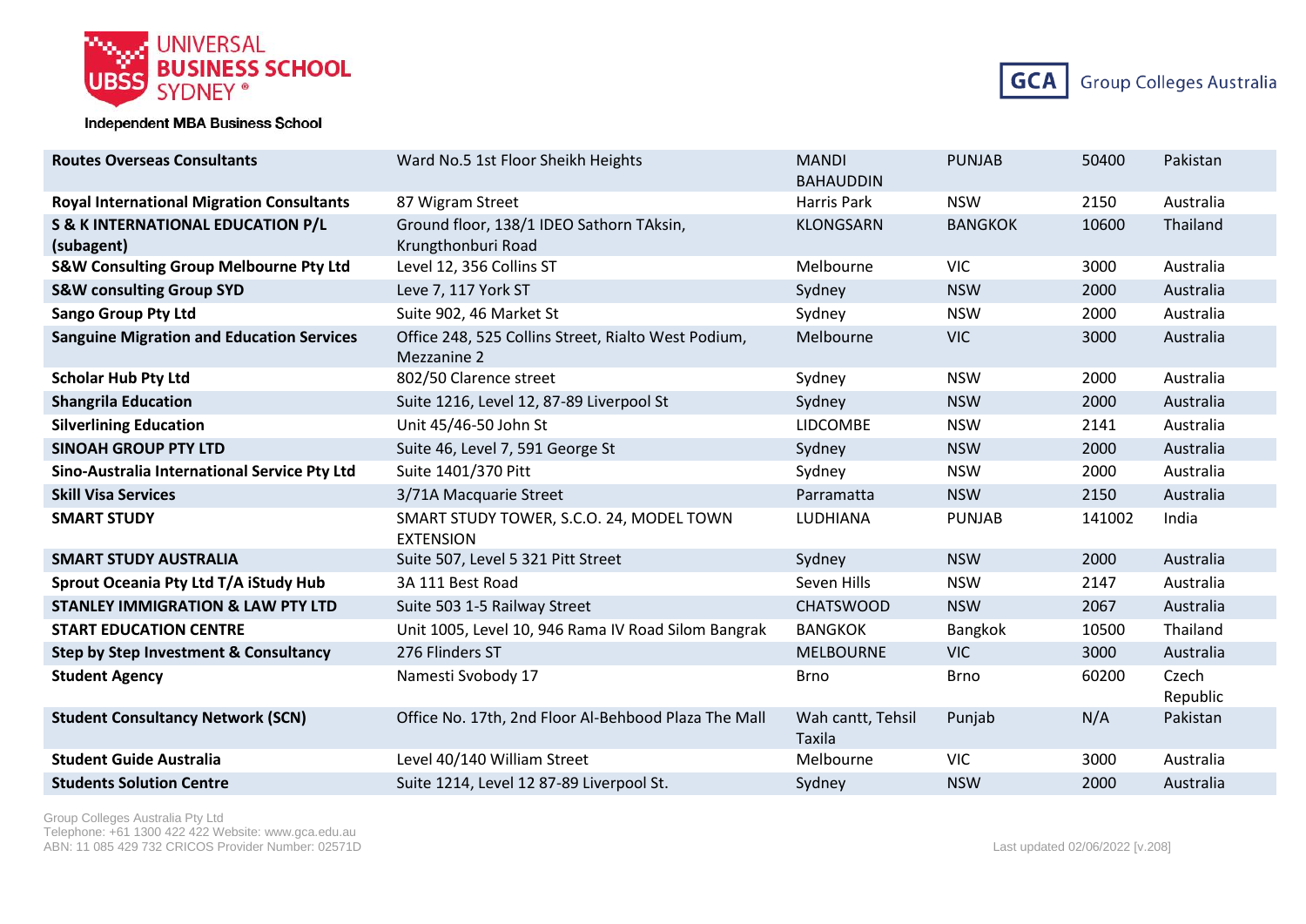| | | | | | |
|---|---|---|---|---|---|
| **Routes Overseas Consultants** | Ward No.5 1st Floor Sheikh Heights | MANDI BAHAUDDIN | PUNJAB | 50400 | Pakistan |
| **Royal International Migration Consultants** | 87 Wigram Street | Harris Park | NSW | 2150 | Australia |
| **S & K INTERNATIONAL EDUCATION P/L (subagent)** | Ground floor, 138/1 IDEO Sathorn TAksin, Krungthonburi Road | KLONGSARN | BANGKOK | 10600 | Thailand |
| **S&W Consulting Group Melbourne Pty Ltd** | Level 12, 356 Collins ST | Melbourne | VIC | 3000 | Australia |
| **S&W consulting Group SYD** | Leve 7, 117 York ST | Sydney | NSW | 2000 | Australia |
| **Sango Group Pty Ltd** | Suite 902, 46 Market St | Sydney | NSW | 2000 | Australia |
| **Sanguine Migration and Education Services** | Office 248, 525 Collins Street, Rialto West Podium, Mezzanine 2 | Melbourne | VIC | 3000 | Australia |
| **Scholar Hub Pty Ltd** | 802/50 Clarence street | Sydney | NSW | 2000 | Australia |
| **Shangrila Education** | Suite 1216, Level 12, 87-89 Liverpool St | Sydney | NSW | 2000 | Australia |
| **Silverlining Education** | Unit 45/46-50 John St | LIDCOMBE | NSW | 2141 | Australia |
| **SINOAH GROUP PTY LTD** | Suite 46, Level 7, 591 George St | Sydney | NSW | 2000 | Australia |
| **Sino-Australia International Service Pty Ltd** | Suite 1401/370 Pitt | Sydney | NSW | 2000 | Australia |
| **Skill Visa Services** | 3/71A Macquarie Street | Parramatta | NSW | 2150 | Australia |
| **SMART STUDY** | SMART STUDY TOWER, S.C.O. 24, MODEL TOWN EXTENSION | LUDHIANA | PUNJAB | 141002 | India |
| **SMART STUDY AUSTRALIA** | Suite 507, Level 5 321 Pitt Street | Sydney | NSW | 2000 | Australia |
| **Sprout Oceania Pty Ltd T/A iStudy Hub** | 3A 111 Best Road | Seven Hills | NSW | 2147 | Australia |
| **STANLEY IMMIGRATION & LAW PTY LTD** | Suite 503 1-5 Railway Street | CHATSWOOD | NSW | 2067 | Australia |
| **START EDUCATION CENTRE** | Unit 1005, Level 10, 946 Rama IV Road Silom Bangrak | BANGKOK | Bangkok | 10500 | Thailand |
| **Step by Step Investment & Consultancy** | 276 Flinders ST | MELBOURNE | VIC | 3000 | Australia |
| **Student Agency** | Namesti Svobody 17 | Brno | Brno | 60200 | Czech Republic |
| **Student Consultancy Network (SCN)** | Office No. 17th, 2nd Floor Al-Behbood Plaza The Mall | Wah cantt, Tehsil Taxila | Punjab | N/A | Pakistan |
| **Student Guide Australia** | Level 40/140 William Street | Melbourne | VIC | 3000 | Australia |
| **Students Solution Centre** | Suite 1214, Level 12 87-89 Liverpool St. | Sydney | NSW | 2000 | Australia |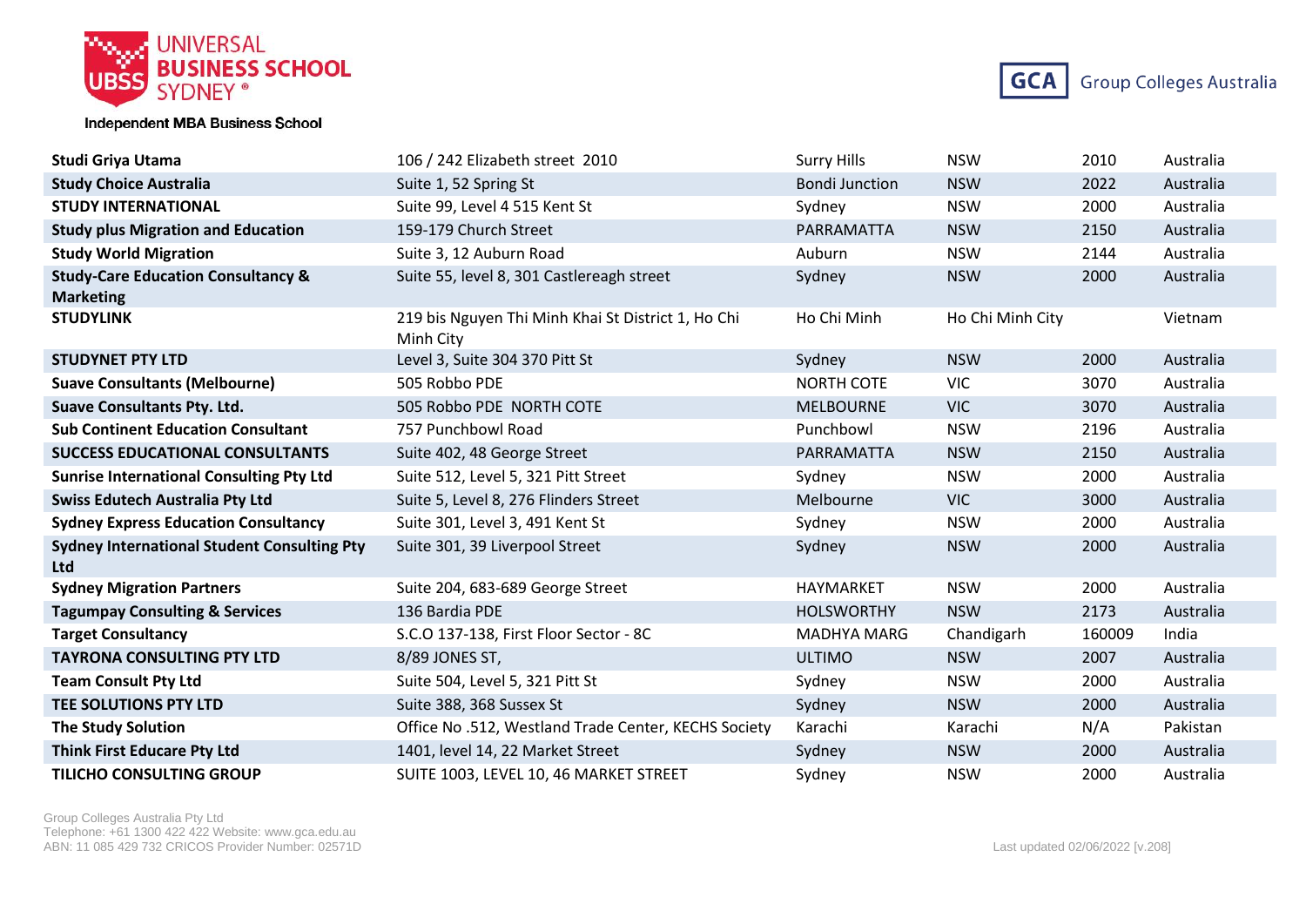| | | | | | |
|---|---|---|---|---|---|
| **Studi Griya Utama** | 106 / 242 Elizabeth street 2010 | Surry Hills | NSW | 2010 | Australia |
| **Study Choice Australia** | Suite 1, 52 Spring St | Bondi Junction | NSW | 2022 | Australia |
| **STUDY INTERNATIONAL** | Suite 99, Level 4 515 Kent St | Sydney | NSW | 2000 | Australia |
| **Study plus Migration and Education** | 159-179 Church Street | PARRAMATTA | NSW | 2150 | Australia |
| **Study World Migration** | Suite 3, 12 Auburn Road | Auburn | NSW | 2144 | Australia |
| **Study-Care Education Consultancy & Marketing** | Suite 55, level 8, 301 Castlereagh street | Sydney | NSW | 2000 | Australia |
| **STUDYLINK** | 219 bis Nguyen Thi Minh Khai St District 1, Ho Chi Minh City | Ho Chi Minh | Ho Chi Minh City | | Vietnam |
| **STUDYNET PTY LTD** | Level 3, Suite 304 370 Pitt St | Sydney | NSW | 2000 | Australia |
| **Suave Consultants (Melbourne)** | 505 Robbo PDE | NORTH COTE | VIC | 3070 | Australia |
| **Suave Consultants Pty. Ltd.** | 505 Robbo PDE NORTH COTE | MELBOURNE | VIC | 3070 | Australia |
| **Sub Continent Education Consultant** | 757 Punchbowl Road | Punchbowl | NSW | 2196 | Australia |
| **SUCCESS EDUCATIONAL CONSULTANTS** | Suite 402, 48 George Street | PARRAMATTA | NSW | 2150 | Australia |
| **Sunrise International Consulting Pty Ltd** | Suite 512, Level 5, 321 Pitt Street | Sydney | NSW | 2000 | Australia |
| **Swiss Edutech Australia Pty Ltd** | Suite 5, Level 8, 276 Flinders Street | Melbourne | VIC | 3000 | Australia |
| **Sydney Express Education Consultancy** | Suite 301, Level 3, 491 Kent St | Sydney | NSW | 2000 | Australia |
| **Sydney International Student Consulting Pty Ltd** | Suite 301, 39 Liverpool Street | Sydney | NSW | 2000 | Australia |
| **Sydney Migration Partners** | Suite 204, 683-689 George Street | HAYMARKET | NSW | 2000 | Australia |
| **Tagumpay Consulting & Services** | 136 Bardia PDE | HOLSWORTHY | NSW | 2173 | Australia |
| **Target Consultancy** | S.C.O 137-138, First Floor Sector - 8C | MADHYA MARG | Chandigarh | 160009 | India |
| **TAYRONA CONSULTING PTY LTD** | 8/89 JONES ST, | ULTIMO | NSW | 2007 | Australia |
| **Team Consult Pty Ltd** | Suite 504, Level 5, 321 Pitt St | Sydney | NSW | 2000 | Australia |
| **TEE SOLUTIONS PTY LTD** | Suite 388, 368 Sussex St | Sydney | NSW | 2000 | Australia |
| **The Study Solution** | Office No .512, Westland Trade Center, KECHS Society | Karachi | Karachi | N/A | Pakistan |
| **Think First Educare Pty Ltd** | 1401, level 14, 22 Market Street | Sydney | NSW | 2000 | Australia |
| **TILICHO CONSULTING GROUP** | SUITE 1003, LEVEL 10, 46 MARKET STREET | Sydney | NSW | 2000 | Australia |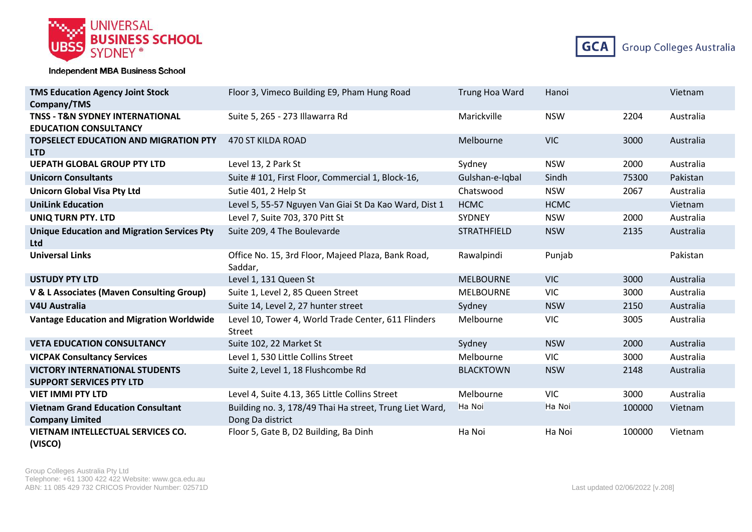| | | | | | |
|---|---|---|---|---|---|
| **TMS Education Agency Joint Stock Company/TMS** | Floor 3, Vimeco Building E9, Pham Hung Road | Trung Hoa Ward | Hanoi | | Vietnam |
| **TNSS - T&N SYDNEY INTERNATIONAL EDUCATION CONSULTANCY** | Suite 5, 265 - 273 Illawarra Rd | Marickville | NSW | 2204 | Australia |
| **TOPSELECT EDUCATION AND MIGRATION PTY LTD** | 470 ST KILDA ROAD | Melbourne | VIC | 3000 | Australia |
| **UEPATH GLOBAL GROUP PTY LTD** | Level 13, 2 Park St | Sydney | NSW | 2000 | Australia |
| **Unicorn Consultants** | Suite # 101, First Floor, Commercial 1, Block-16, | Gulshan-e-Iqbal | Sindh | 75300 | Pakistan |
| **Unicorn Global Visa Pty Ltd** | Sutie 401, 2 Help St | Chatswood | NSW | 2067 | Australia |
| **UniLink Education** | Level 5, 55-57 Nguyen Van Giai St Da Kao Ward, Dist 1 | HCMC | HCMC | | Vietnam |
| **UNIQ TURN PTY. LTD** | Level 7, Suite 703, 370 Pitt St | SYDNEY | NSW | 2000 | Australia |
| **Unique Education and Migration Services Pty Ltd** | Suite 209, 4 The Boulevarde | STRATHFIELD | NSW | 2135 | Australia |
| **Universal Links** | Office No. 15, 3rd Floor, Majeed Plaza, Bank Road, Saddar, | Rawalpindi | Punjab | | Pakistan |
| **USTUDY PTY LTD** | Level 1, 131 Queen St | MELBOURNE | VIC | 3000 | Australia |
| **V & L Associates (Maven Consulting Group)** | Suite 1, Level 2, 85 Queen Street | MELBOURNE | VIC | 3000 | Australia |
| **V4U Australia** | Suite 14, Level 2, 27 hunter street | Sydney | NSW | 2150 | Australia |
| **Vantage Education and Migration Worldwide** | Level 10, Tower 4, World Trade Center, 611 Flinders Street | Melbourne | VIC | 3005 | Australia |
| **VETA EDUCATION CONSULTANCY** | Suite 102, 22 Market St | Sydney | NSW | 2000 | Australia |
| **VICPAK Consultancy Services** | Level 1, 530 Little Collins Street | Melbourne | VIC | 3000 | Australia |
| **VICTORY INTERNATIONAL STUDENTS SUPPORT SERVICES PTY LTD** | Suite 2, Level 1, 18 Flushcombe Rd | BLACKTOWN | NSW | 2148 | Australia |
| **VIET IMMI PTY LTD** | Level 4, Suite 4.13, 365 Little Collins Street | Melbourne | VIC | 3000 | Australia |
| **Vietnam Grand Education Consultant Company Limited** | Building no. 3, 178/49 Thai Ha street, Trung Liet Ward, Dong Da district | Ha Noi | Ha Noi | 100000 | Vietnam |
| **VIETNAM INTELLECTUAL SERVICES CO. (VISCO)** | Floor 5, Gate B, D2 Building, Ba Dinh | Ha Noi | Ha Noi | 100000 | Vietnam |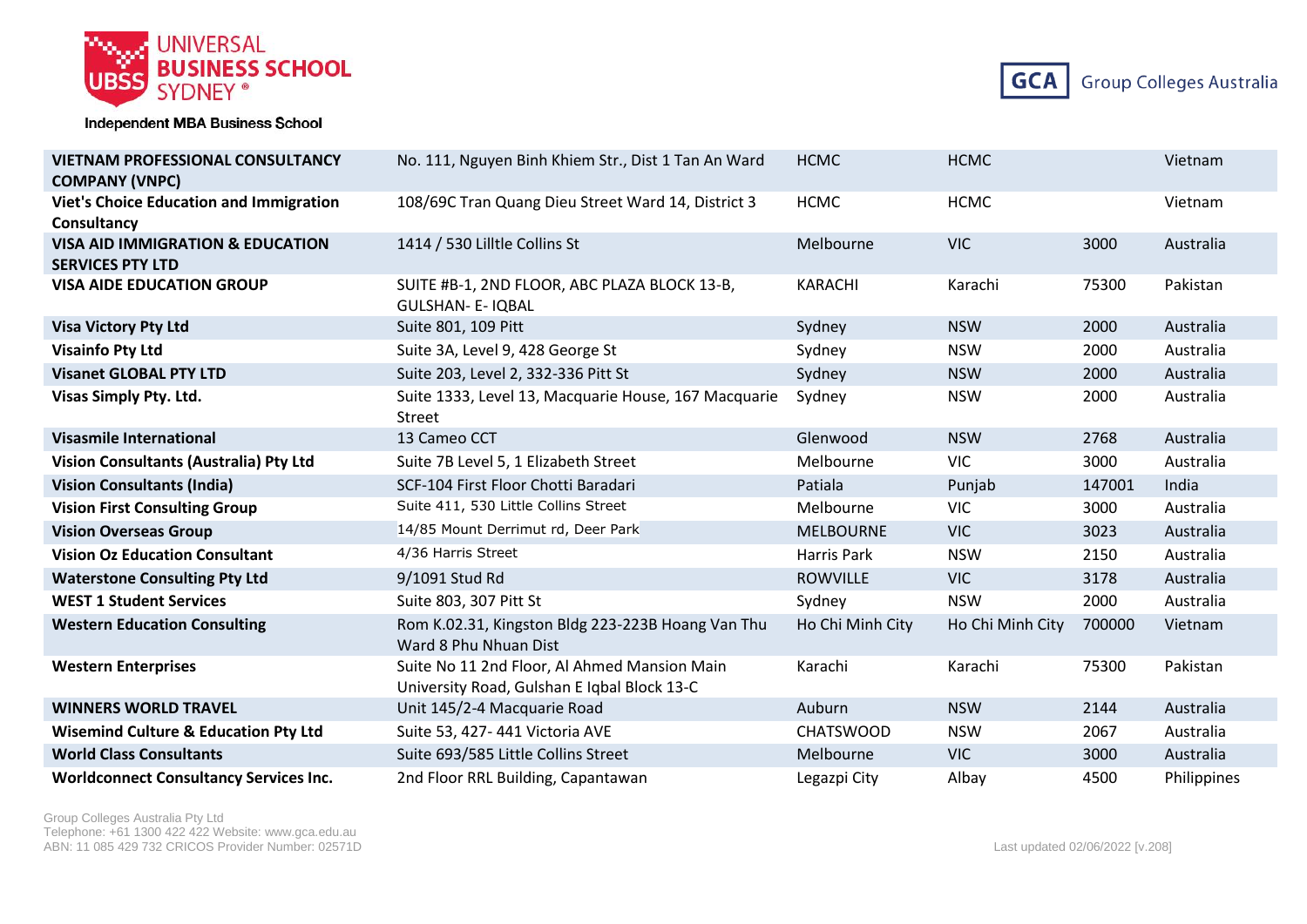| | | | | | |
|---|---|---|---|---|---|
| **VIETNAM PROFESSIONAL CONSULTANCY COMPANY (VNPC)** | No. 111, Nguyen Binh Khiem Str., Dist 1 Tan An Ward | HCMC | HCMC | | Vietnam |
| **Viet's Choice Education and Immigration Consultancy** | 108/69C Tran Quang Dieu Street Ward 14, District 3 | HCMC | HCMC | | Vietnam |
| **VISA AID IMMIGRATION & EDUCATION SERVICES PTY LTD** | 1414 / 530 Lilltle Collins St | Melbourne | VIC | 3000 | Australia |
| **VISA AIDE EDUCATION GROUP** | SUITE #B-1, 2ND FLOOR, ABC PLAZA BLOCK 13-B, GULSHAN- E- IQBAL | KARACHI | Karachi | 75300 | Pakistan |
| **Visa Victory Pty Ltd** | Suite 801, 109 Pitt | Sydney | NSW | 2000 | Australia |
| **Visainfo Pty Ltd** | Suite 3A, Level 9, 428 George St | Sydney | NSW | 2000 | Australia |
| **Visanet GLOBAL PTY LTD** | Suite 203, Level 2, 332-336 Pitt St | Sydney | NSW | 2000 | Australia |
| **Visas Simply Pty. Ltd.** | Suite 1333, Level 13, Macquarie House, 167 Macquarie Street | Sydney | NSW | 2000 | Australia |
| **Visasmile International** | 13 Cameo CCT | Glenwood | NSW | 2768 | Australia |
| **Vision Consultants (Australia) Pty Ltd** | Suite 7B Level 5, 1 Elizabeth Street | Melbourne | VIC | 3000 | Australia |
| **Vision Consultants (India)** | SCF-104 First Floor Chotti Baradari | Patiala | Punjab | 147001 | India |
| **Vision First Consulting Group** | Suite 411, 530 Little Collins Street | Melbourne | VIC | 3000 | Australia |
| **Vision Overseas Group** | 14/85 Mount Derrimut rd, Deer Park | MELBOURNE | VIC | 3023 | Australia |
| **Vision Oz Education Consultant** | 4/36 Harris Street | Harris Park | NSW | 2150 | Australia |
| **Waterstone Consulting Pty Ltd** | 9/1091 Stud Rd | ROWVILLE | VIC | 3178 | Australia |
| **WEST 1 Student Services** | Suite 803, 307 Pitt St | Sydney | NSW | 2000 | Australia |
| **Western Education Consulting** | Rom K.02.31, Kingston Bldg 223-223B Hoang Van Thu Ward 8 Phu Nhuan Dist | Ho Chi Minh City | Ho Chi Minh City | 700000 | Vietnam |
| **Western Enterprises** | Suite No 11 2nd Floor, Al Ahmed Mansion Main University Road, Gulshan E Iqbal Block 13-C | Karachi | Karachi | 75300 | Pakistan |
| **WINNERS WORLD TRAVEL** | Unit 145/2-4 Macquarie Road | Auburn | NSW | 2144 | Australia |
| **Wisemind Culture & Education Pty Ltd** | Suite 53, 427- 441 Victoria AVE | CHATSWOOD | NSW | 2067 | Australia |
| **World Class Consultants** | Suite 693/585 Little Collins Street | Melbourne | VIC | 3000 | Australia |
| **Worldconnect Consultancy Services Inc.** | 2nd Floor RRL Building, Capantawan | Legazpi City | Albay | 4500 | Philippines |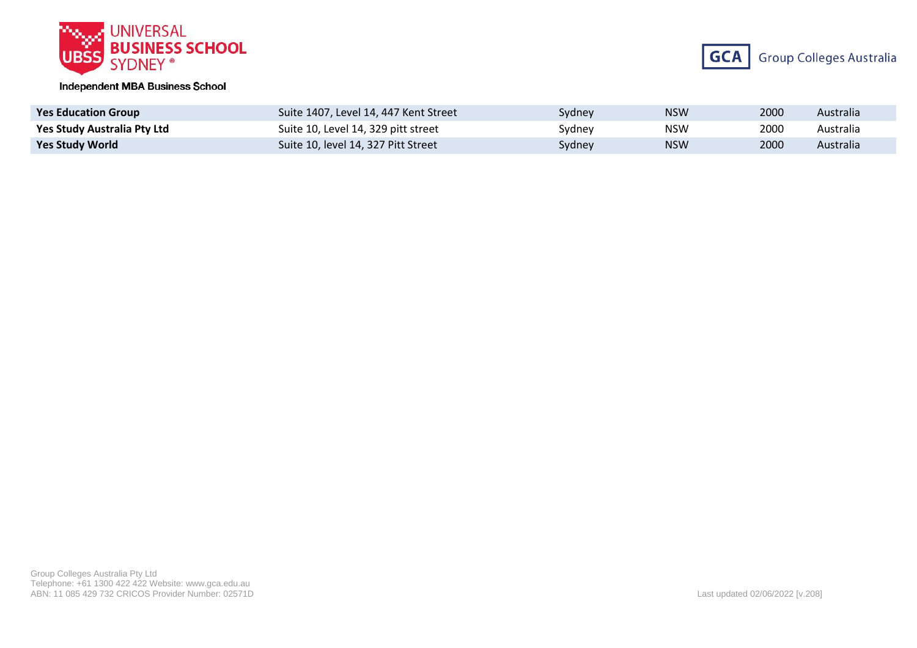| | | | | | |
|---|---|---|---|---|---|
| **Yes Education Group** | Suite 1407, Level 14, 447 Kent Street | Sydney | NSW | 2000 | Australia |
| **Yes Study Australia Pty Ltd** | Suite 10, Level 14, 329 pitt street | Sydney | NSW | 2000 | Australia |
| **Yes Study World** | Suite 10, level 14, 327 Pitt Street | Sydney | NSW | 2000 | Australia |